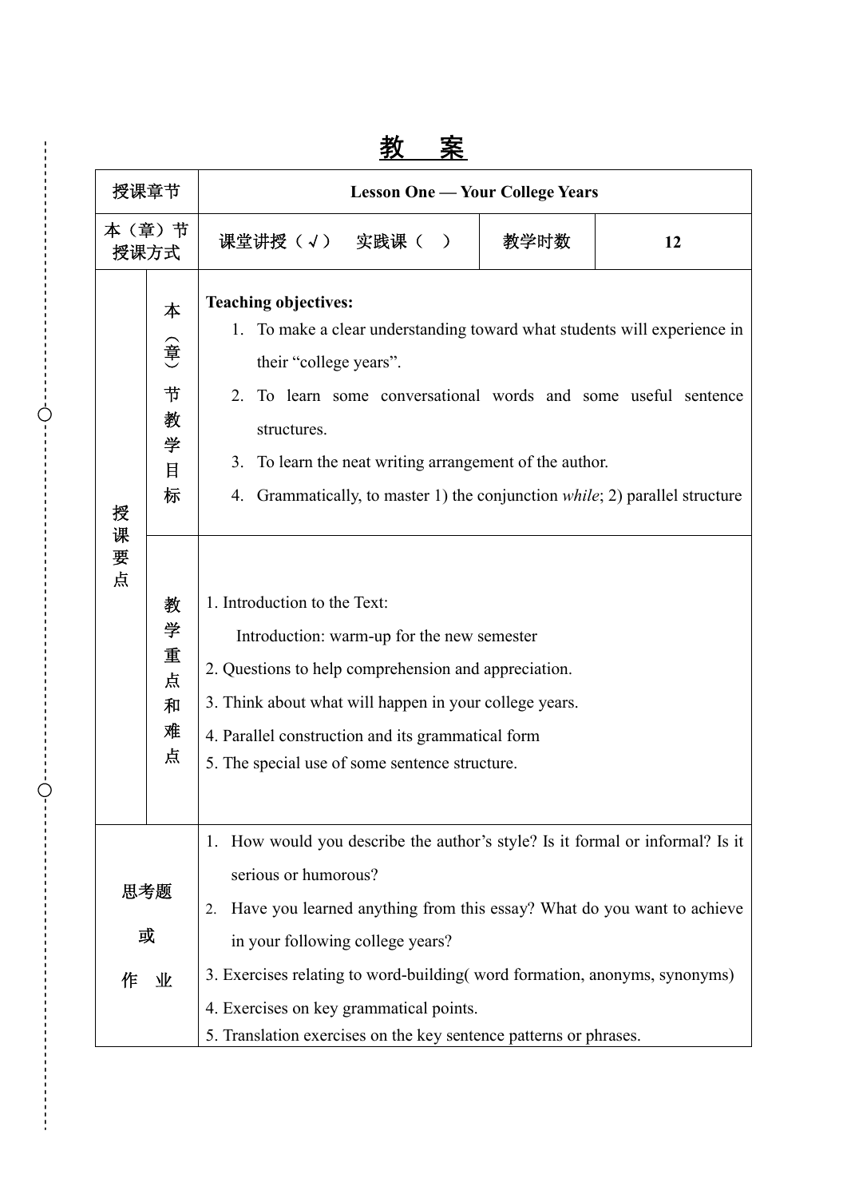# 教　案

<table>
<tr><td>授课章节</td><td colspan="4"><b>Lesson One — Your College Years</b></td></tr>
<tr><td>本（章）节授课方式</td><td colspan="2">课堂讲授（√）　实践课（　）</td><td>教学时数</td><td><b>12</b></td></tr>
<tr><td rowspan="2">授课要点</td><td>本（章）节教学目标</td><td colspan="3"><b>Teaching objectives:</b><br>1. To make a clear understanding toward what students will experience in their “college years”.<br>2. To learn some conversational words and some useful sentence structures.<br>3. To learn the neat writing arrangement of the author.<br>4. Grammatically, to master 1) the conjunction <i>while</i>; 2) parallel structure</td></tr>
<tr><td>教学重点和难点</td><td colspan="3">1. Introduction to the Text:<br>Introduction: warm-up for the new semester<br>2. Questions to help comprehension and appreciation.<br>3. Think about what will happen in your college years.<br>4. Parallel construction and its grammatical form<br>5. The special use of some sentence structure.</td></tr>
<tr><td colspan="2">思考题或作业</td><td colspan="3">1. How would you describe the author’s style? Is it formal or informal? Is it serious or humorous?<br>2. Have you learned anything from this essay? What do you want to achieve in your following college years?<br>3. Exercises relating to word-building( word formation, anonyms, synonyms)<br>4. Exercises on key grammatical points.<br>5. Translation exercises on the key sentence patterns or phrases.</td></tr>
</table>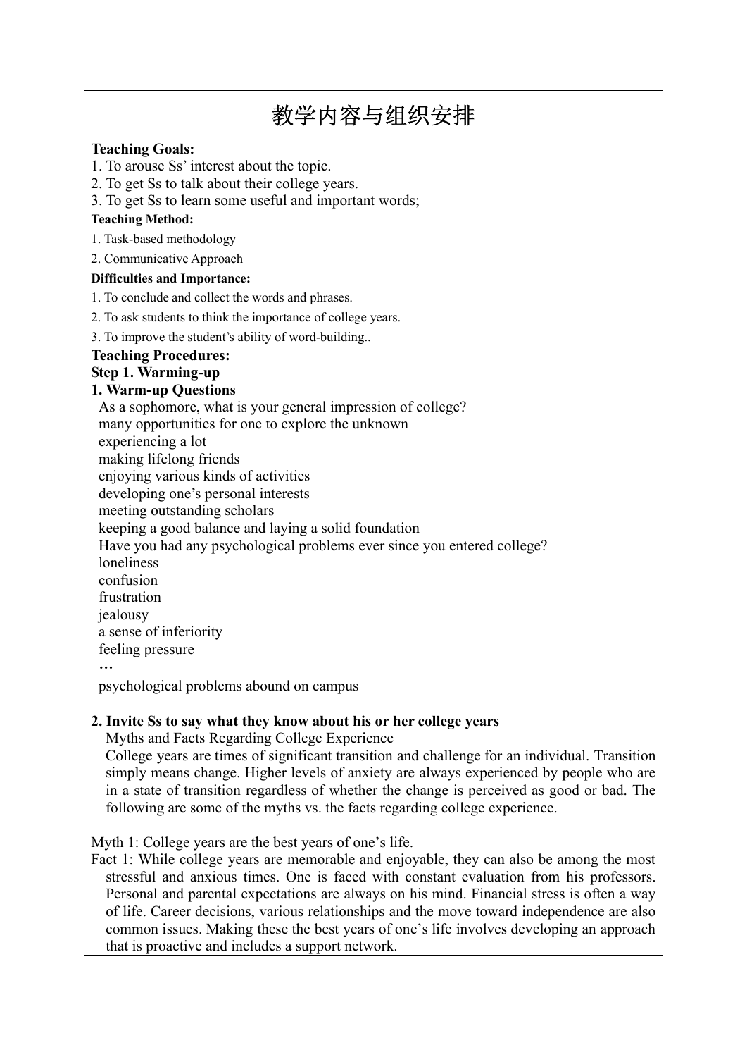# 教学内容与组织安排

**Teaching Goals:**

1. To arouse Ss' interest about the topic.
2. To get Ss to talk about their college years.
3. To get Ss to learn some useful and important words;

**Teaching Method:**

1. Task-based methodology
2. Communicative Approach

**Difficulties and Importance:**

1. To conclude and collect the words and phrases.
2. To ask students to think the importance of college years.
3. To improve the student's ability of word-building..

**Teaching Procedures:**

**Step 1. Warming-up**

**1. Warm-up Questions**

As a sophomore, what is your general impression of college?
many opportunities for one to explore the unknown
experiencing a lot
making lifelong friends
enjoying various kinds of activities
developing one's personal interests
meeting outstanding scholars
keeping a good balance and laying a solid foundation
Have you had any psychological problems ever since you entered college?
loneliness
confusion
frustration
jealousy
a sense of inferiority
feeling pressure
…
psychological problems abound on campus

**2. Invite Ss to say what they know about his or her college years**

Myths and Facts Regarding College Experience

College years are times of significant transition and challenge for an individual. Transition simply means change. Higher levels of anxiety are always experienced by people who are in a state of transition regardless of whether the change is perceived as good or bad. The following are some of the myths vs. the facts regarding college experience.

Myth 1: College years are the best years of one's life.

Fact 1: While college years are memorable and enjoyable, they can also be among the most stressful and anxious times. One is faced with constant evaluation from his professors. Personal and parental expectations are always on his mind. Financial stress is often a way of life. Career decisions, various relationships and the move toward independence are also common issues. Making these the best years of one's life involves developing an approach that is proactive and includes a support network.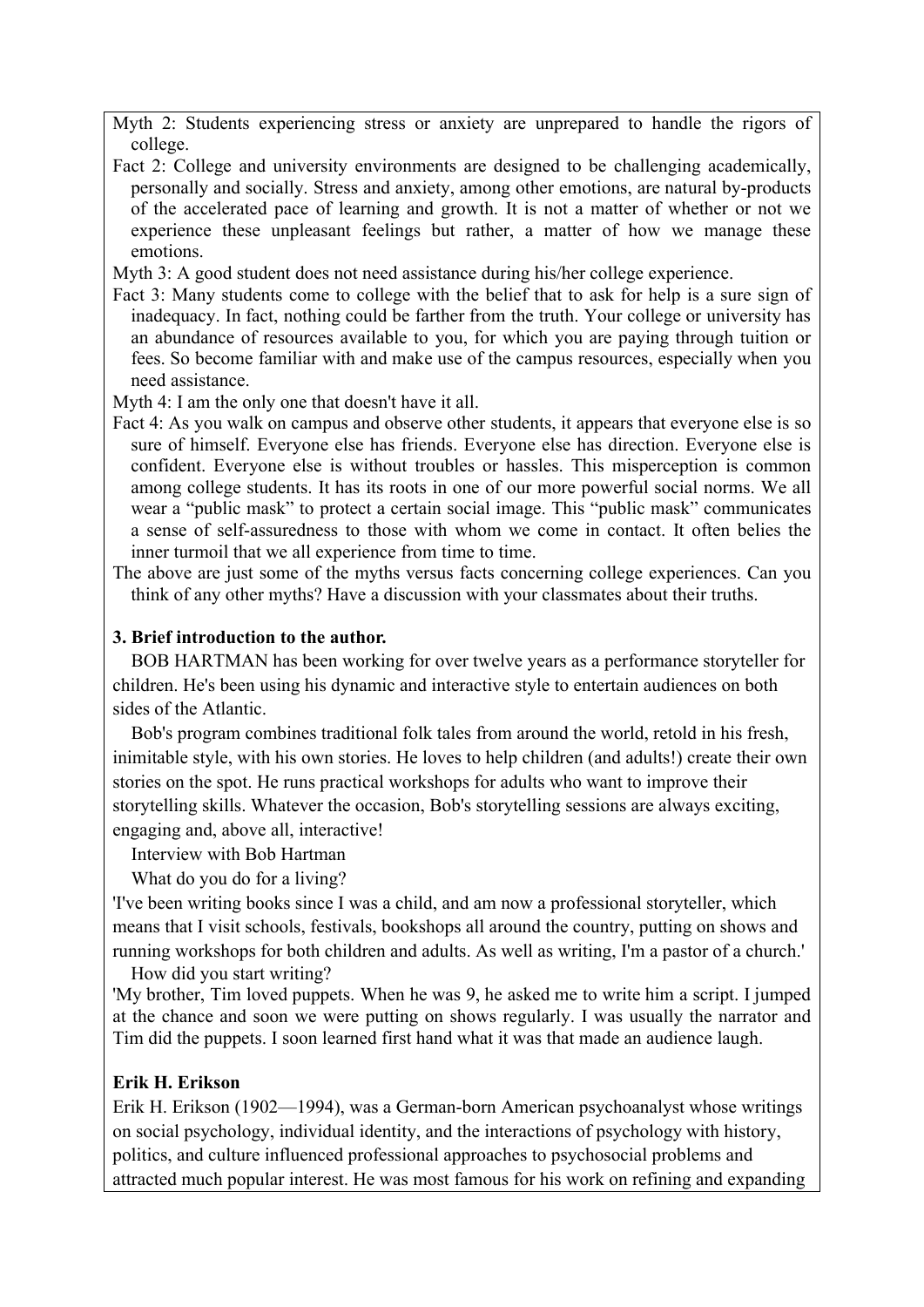Myth 2: Students experiencing stress or anxiety are unprepared to handle the rigors of college.

Fact 2: College and university environments are designed to be challenging academically, personally and socially. Stress and anxiety, among other emotions, are natural by-products of the accelerated pace of learning and growth. It is not a matter of whether or not we experience these unpleasant feelings but rather, a matter of how we manage these emotions.

Myth 3: A good student does not need assistance during his/her college experience.

Fact 3: Many students come to college with the belief that to ask for help is a sure sign of inadequacy. In fact, nothing could be farther from the truth. Your college or university has an abundance of resources available to you, for which you are paying through tuition or fees. So become familiar with and make use of the campus resources, especially when you need assistance.

Myth 4: I am the only one that doesn't have it all.

Fact 4: As you walk on campus and observe other students, it appears that everyone else is so sure of himself. Everyone else has friends. Everyone else has direction. Everyone else is confident. Everyone else is without troubles or hassles. This misperception is common among college students. It has its roots in one of our more powerful social norms. We all wear a "public mask" to protect a certain social image. This "public mask" communicates a sense of self-assuredness to those with whom we come in contact. It often belies the inner turmoil that we all experience from time to time.

The above are just some of the myths versus facts concerning college experiences. Can you think of any other myths? Have a discussion with your classmates about their truths.

**3. Brief introduction to the author.**

BOB HARTMAN has been working for over twelve years as a performance storyteller for children. He's been using his dynamic and interactive style to entertain audiences on both sides of the Atlantic.

Bob's program combines traditional folk tales from around the world, retold in his fresh, inimitable style, with his own stories. He loves to help children (and adults!) create their own stories on the spot. He runs practical workshops for adults who want to improve their storytelling skills. Whatever the occasion, Bob's storytelling sessions are always exciting, engaging and, above all, interactive!

Interview with Bob Hartman

What do you do for a living?

'I've been writing books since I was a child, and am now a professional storyteller, which means that I visit schools, festivals, bookshops all around the country, putting on shows and running workshops for both children and adults. As well as writing, I'm a pastor of a church.'

How did you start writing?

'My brother, Tim loved puppets. When he was 9, he asked me to write him a script. I jumped at the chance and soon we were putting on shows regularly. I was usually the narrator and Tim did the puppets. I soon learned first hand what it was that made an audience laugh.

**Erik H. Erikson**

Erik H. Erikson (1902—1994), was a German-born American psychoanalyst whose writings on social psychology, individual identity, and the interactions of psychology with history, politics, and culture influenced professional approaches to psychosocial problems and attracted much popular interest. He was most famous for his work on refining and expanding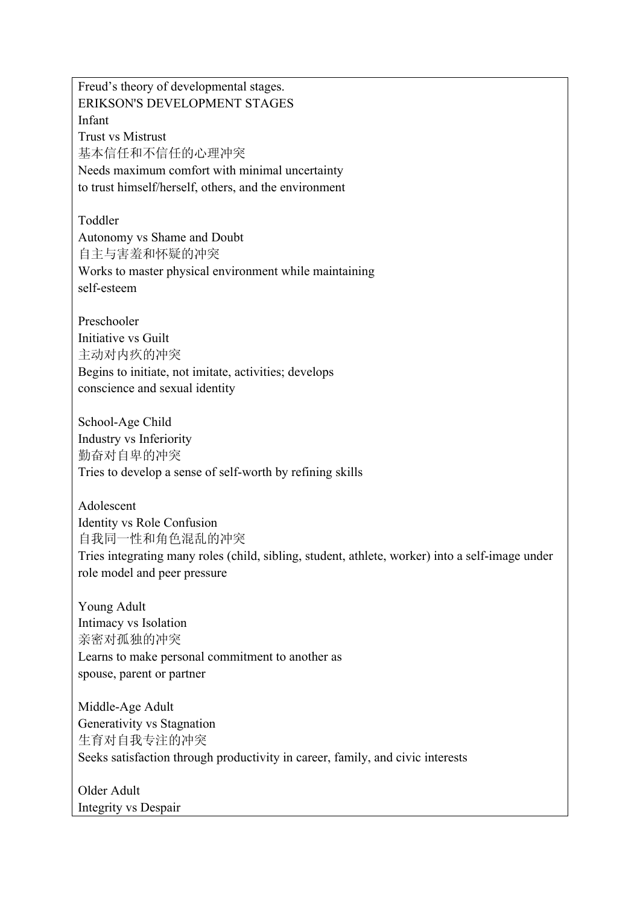Freud's theory of developmental stages.

ERIKSON'S DEVELOPMENT STAGES

Infant

Trust vs Mistrust

基本信任和不信任的心理冲突

Needs maximum comfort with minimal uncertainty
to trust himself/herself, others, and the environment

Toddler

Autonomy vs Shame and Doubt

自主与害羞和怀疑的冲突

Works to master physical environment while maintaining
self-esteem

Preschooler

Initiative vs Guilt

主动对内疚的冲突

Begins to initiate, not imitate, activities; develops
conscience and sexual identity

School-Age Child

Industry vs Inferiority

勤奋对自卑的冲突

Tries to develop a sense of self-worth by refining skills

Adolescent

Identity vs Role Confusion

自我同一性和角色混乱的冲突

Tries integrating many roles (child, sibling, student, athlete, worker) into a self-image under role model and peer pressure

Young Adult

Intimacy vs Isolation

亲密对孤独的冲突

Learns to make personal commitment to another as
spouse, parent or partner

Middle-Age Adult

Generativity vs Stagnation

生育对自我专注的冲突

Seeks satisfaction through productivity in career, family, and civic interests

Older Adult

Integrity vs Despair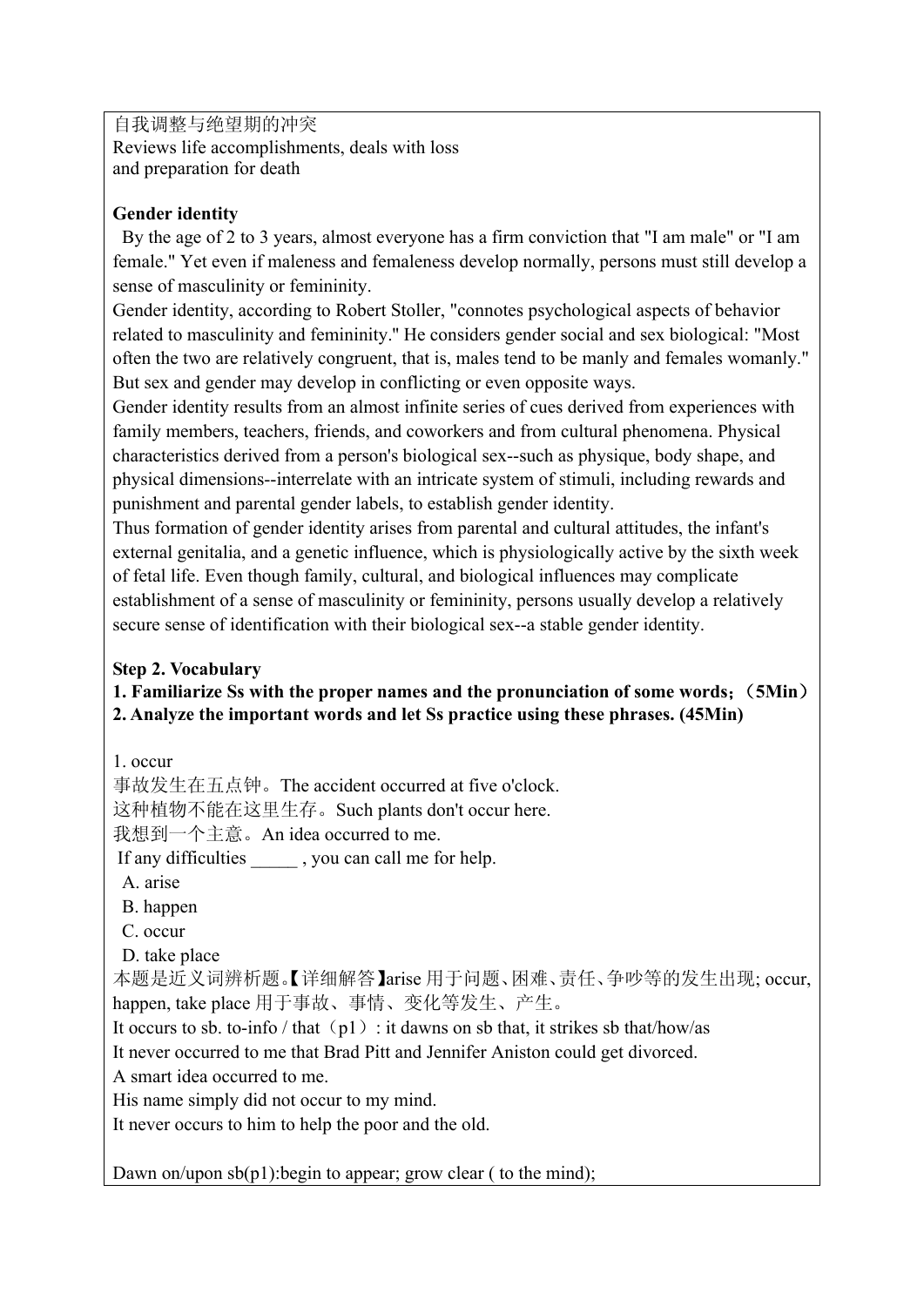自我调整与绝望期的冲突
Reviews life accomplishments, deals with loss
and preparation for death

**Gender identity**

By the age of 2 to 3 years, almost everyone has a firm conviction that "I am male" or "I am female." Yet even if maleness and femaleness develop normally, persons must still develop a sense of masculinity or femininity.

Gender identity, according to Robert Stoller, "connotes psychological aspects of behavior related to masculinity and femininity." He considers gender social and sex biological: "Most often the two are relatively congruent, that is, males tend to be manly and females womanly." But sex and gender may develop in conflicting or even opposite ways.

Gender identity results from an almost infinite series of cues derived from experiences with family members, teachers, friends, and coworkers and from cultural phenomena. Physical characteristics derived from a person's biological sex--such as physique, body shape, and physical dimensions--interrelate with an intricate system of stimuli, including rewards and punishment and parental gender labels, to establish gender identity.

Thus formation of gender identity arises from parental and cultural attitudes, the infant's external genitalia, and a genetic influence, which is physiologically active by the sixth week of fetal life. Even though family, cultural, and biological influences may complicate establishment of a sense of masculinity or femininity, persons usually develop a relatively secure sense of identification with their biological sex--a stable gender identity.

**Step 2. Vocabulary**

**1. Familiarize Ss with the proper names and the pronunciation of some words;（5Min）**

**2. Analyze the important words and let Ss practice using these phrases. (45Min)**

1. occur

事故发生在五点钟。The accident occurred at five o'clock.

这种植物不能在这里生存。Such plants don't occur here.

我想到一个主意。An idea occurred to me.

If any difficulties _____ , you can call me for help.

A. arise

B. happen

C. occur

D. take place

本题是近义词辨析题。【详细解答】arise 用于问题、困难、责任、争吵等的发生出现; occur, happen, take place 用于事故、事情、变化等发生、产生。

It occurs to sb. to-info / that（p1）: it dawns on sb that, it strikes sb that/how/as

It never occurred to me that Brad Pitt and Jennifer Aniston could get divorced.

A smart idea occurred to me.

His name simply did not occur to my mind.

It never occurs to him to help the poor and the old.

Dawn on/upon sb(p1):begin to appear; grow clear ( to the mind);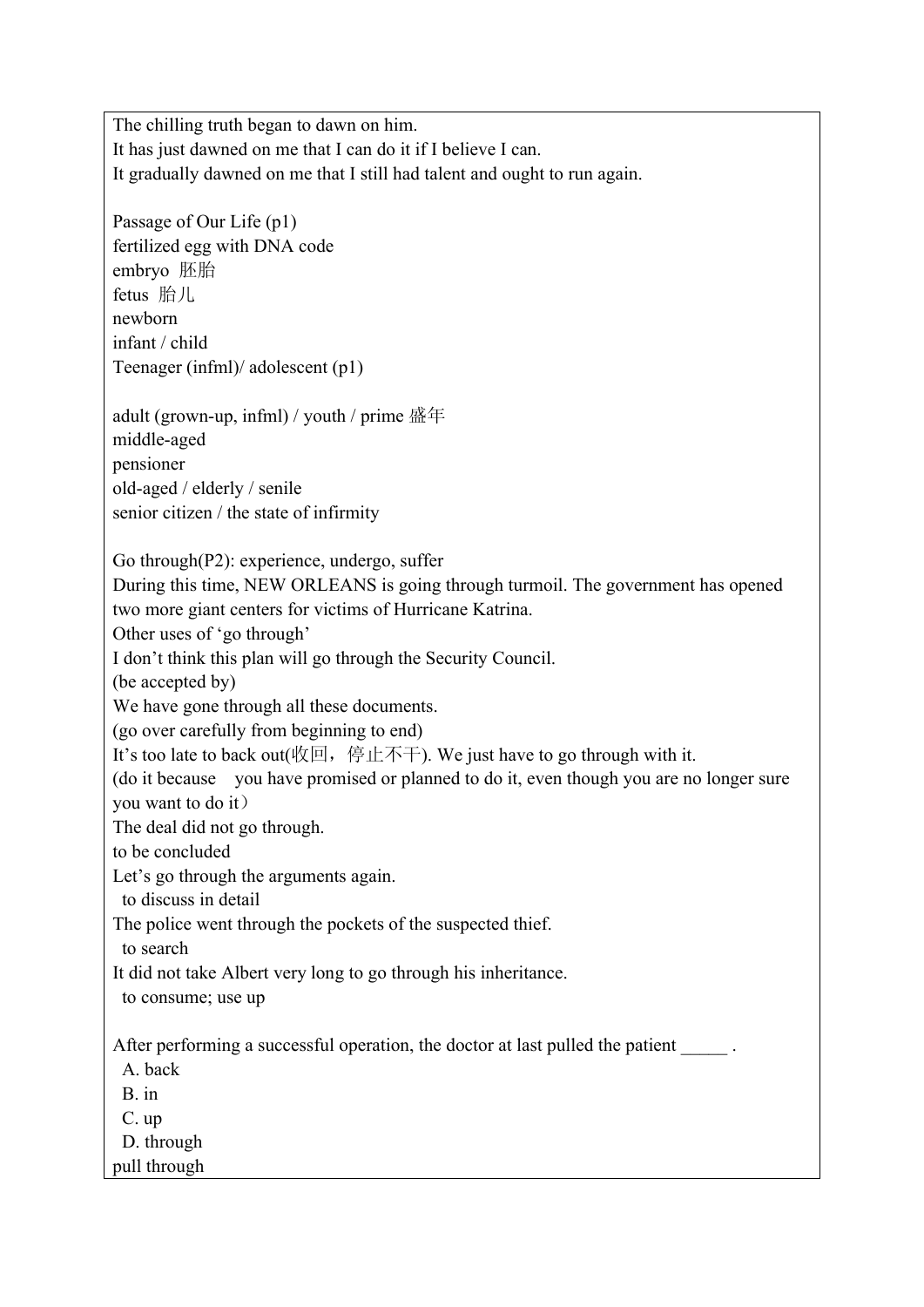The chilling truth began to dawn on him.
It has just dawned on me that I can do it if I believe I can.
It gradually dawned on me that I still had talent and ought to run again.

Passage of Our Life (p1)
fertilized egg with DNA code
embryo 胚胎
fetus 胎儿
newborn
infant / child
Teenager (infml)/ adolescent (p1)

adult (grown-up, infml) / youth / prime 盛年
middle-aged
pensioner
old-aged / elderly / senile
senior citizen / the state of infirmity

Go through(P2): experience, undergo, suffer
During this time, NEW ORLEANS is going through turmoil. The government has opened two more giant centers for victims of Hurricane Katrina.
Other uses of 'go through'
I don't think this plan will go through the Security Council.
(be accepted by)
We have gone through all these documents.
(go over carefully from beginning to end)
It's too late to back out(收回，停止不干). We just have to go through with it.
(do it because you have promised or planned to do it, even though you are no longer sure you want to do it）
The deal did not go through.
to be concluded
Let's go through the arguments again.
to discuss in detail
The police went through the pockets of the suspected thief.
to search
It did not take Albert very long to go through his inheritance.
to consume; use up

After performing a successful operation, the doctor at last pulled the patient _____ .
A. back
B. in
C. up
D. through
pull through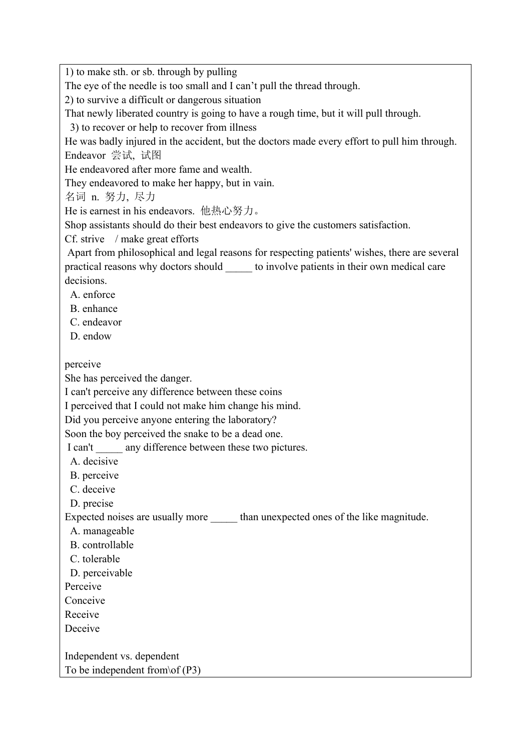1) to make sth. or sb. through by pulling
The eye of the needle is too small and I can’t pull the thread through.
2) to survive a difficult or dangerous situation
That newly liberated country is going to have a rough time, but it will pull through.
3) to recover or help to recover from illness
He was badly injured in the accident, but the doctors made every effort to pull him through.
Endeavor 尝试, 试图
He endeavored after more fame and wealth.
They endeavored to make her happy, but in vain.
名词 n. 努力, 尽力
He is earnest in his endeavors. 他热心努力。
Shop assistants should do their best endeavors to give the customers satisfaction.
Cf. strive / make great efforts
Apart from philosophical and legal reasons for respecting patients' wishes, there are several practical reasons why doctors should _____ to involve patients in their own medical care decisions.
A. enforce
B. enhance
C. endeavor
D. endow

perceive
She has perceived the danger.
I can't perceive any difference between these coins
I perceived that I could not make him change his mind.
Did you perceive anyone entering the laboratory?
Soon the boy perceived the snake to be a dead one.
I can't _____ any difference between these two pictures.
A. decisive
B. perceive
C. deceive
D. precise
Expected noises are usually more _____ than unexpected ones of the like magnitude.
A. manageable
B. controllable
C. tolerable
D. perceivable
Perceive
Conceive
Receive
Deceive

Independent vs. dependent
To be independent from\of (P3)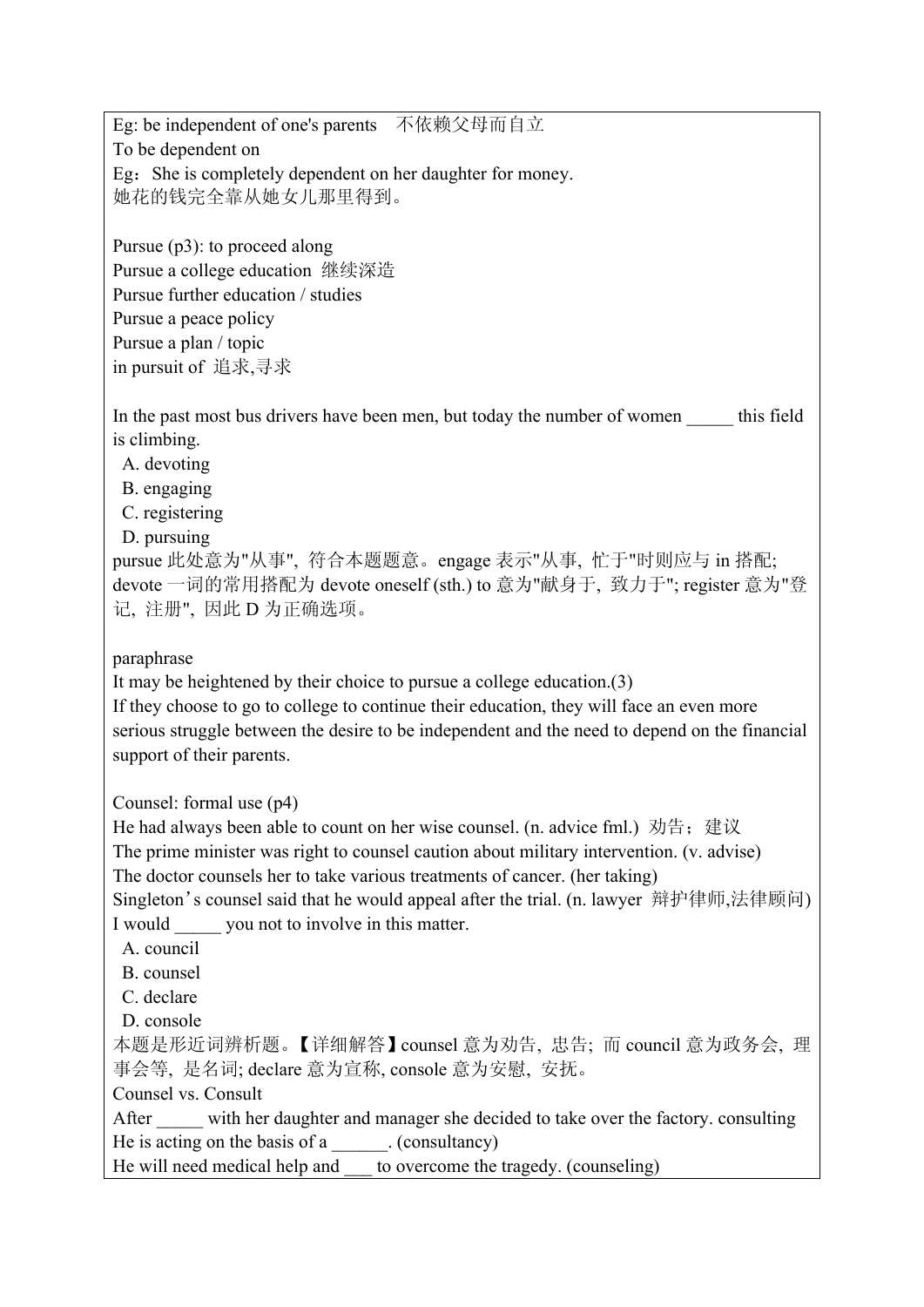Eg: be independent of one's parents　不依赖父母而自立
To be dependent on
Eg：She is completely dependent on her daughter for money.
她花的钱完全靠从她女儿那里得到。

Pursue (p3): to proceed along
Pursue a college education 继续深造
Pursue further education / studies
Pursue a peace policy
Pursue a plan / topic
in pursuit of 追求,寻求

In the past most bus drivers have been men, but today the number of women _____ this field is climbing.
  A. devoting
  B. engaging
  C. registering
  D. pursuing
pursue 此处意为"从事", 符合本题题意。engage 表示"从事, 忙于"时则应与 in 搭配; devote 一词的常用搭配为 devote oneself (sth.) to 意为"献身于, 致力于"; register 意为"登记, 注册", 因此 D 为正确选项。

paraphrase
It may be heightened by their choice to pursue a college education.(3)
If they choose to go to college to continue their education, they will face an even more serious struggle between the desire to be independent and the need to depend on the financial support of their parents.

Counsel: formal use (p4)
He had always been able to count on her wise counsel. (n. advice fml.) 劝告；建议
The prime minister was right to counsel caution about military intervention. (v. advise)
The doctor counsels her to take various treatments of cancer. (her taking)
Singleton’s counsel said that he would appeal after the trial. (n. lawyer 辩护律师,法律顾问)
I would _____ you not to involve in this matter.
  A. council
  B. counsel
  C. declare
  D. console
本题是形近词辨析题。【详细解答】counsel 意为劝告, 忠告; 而 council 意为政务会, 理事会等, 是名词; declare 意为宣称, console 意为安慰, 安抚。
Counsel vs. Consult
After _____ with her daughter and manager she decided to take over the factory. consulting
He is acting on the basis of a ______. (consultancy)
He will need medical help and ___ to overcome the tragedy. (counseling)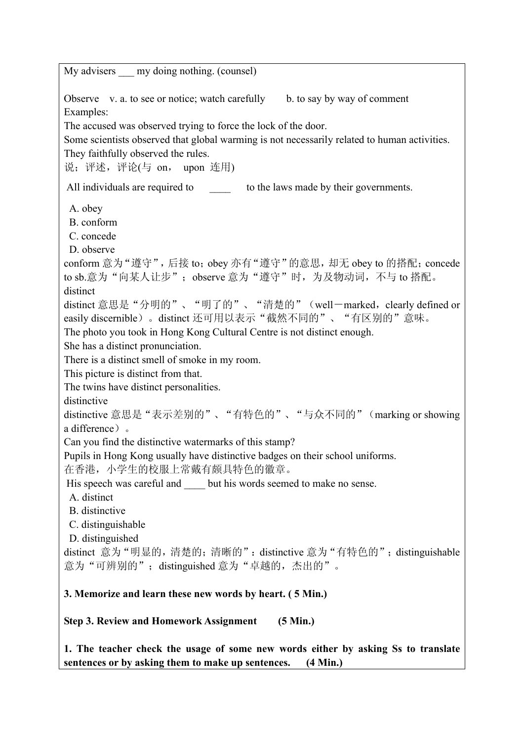My advisers ___ my doing nothing. (counsel)

Observe v. a. to see or notice; watch carefully b. to say by way of comment

Examples:

The accused was observed trying to force the lock of the door.

Some scientists observed that global warming is not necessarily related to human activities.

They faithfully observed the rules.

说；评述，评论(与 on， upon 连用)

All individuals are required to ____ to the laws made by their governments.

A. obey
B. conform
C. concede
D. observe

conform 意为“遵守”，后接 to；obey 亦有“遵守”的意思，却无 obey to 的搭配；concede to sb.意为“向某人让步”；observe 意为“遵守”时，为及物动词，不与 to 搭配。

distinct

distinct 意思是“分明的”、“明了的”、“清楚的”（well－marked，clearly defined or easily discernible）。distinct 还可用以表示“截然不同的”、“有区别的”意味。

The photo you took in Hong Kong Cultural Centre is not distinct enough.

She has a distinct pronunciation.

There is a distinct smell of smoke in my room.

This picture is distinct from that.

The twins have distinct personalities.

distinctive

distinctive 意思是“表示差别的”、“有特色的”、“与众不同的”（marking or showing a difference）。

Can you find the distinctive watermarks of this stamp?

Pupils in Hong Kong usually have distinctive badges on their school uniforms.

在香港，小学生的校服上常戴有颇具特色的徽章。

His speech was careful and ____ but his words seemed to make no sense.

A. distinct
B. distinctive
C. distinguishable
D. distinguished

distinct 意为“明显的，清楚的；清晰的”：distinctive 意为“有特色的”；distinguishable 意为“可辨别的”；distinguished 意为“卓越的，杰出的”。

**3. Memorize and learn these new words by heart. ( 5 Min.)**

**Step 3. Review and Homework Assignment (5 Min.)**

**1. The teacher check the usage of some new words either by asking Ss to translate sentences or by asking them to make up sentences. (4 Min.)**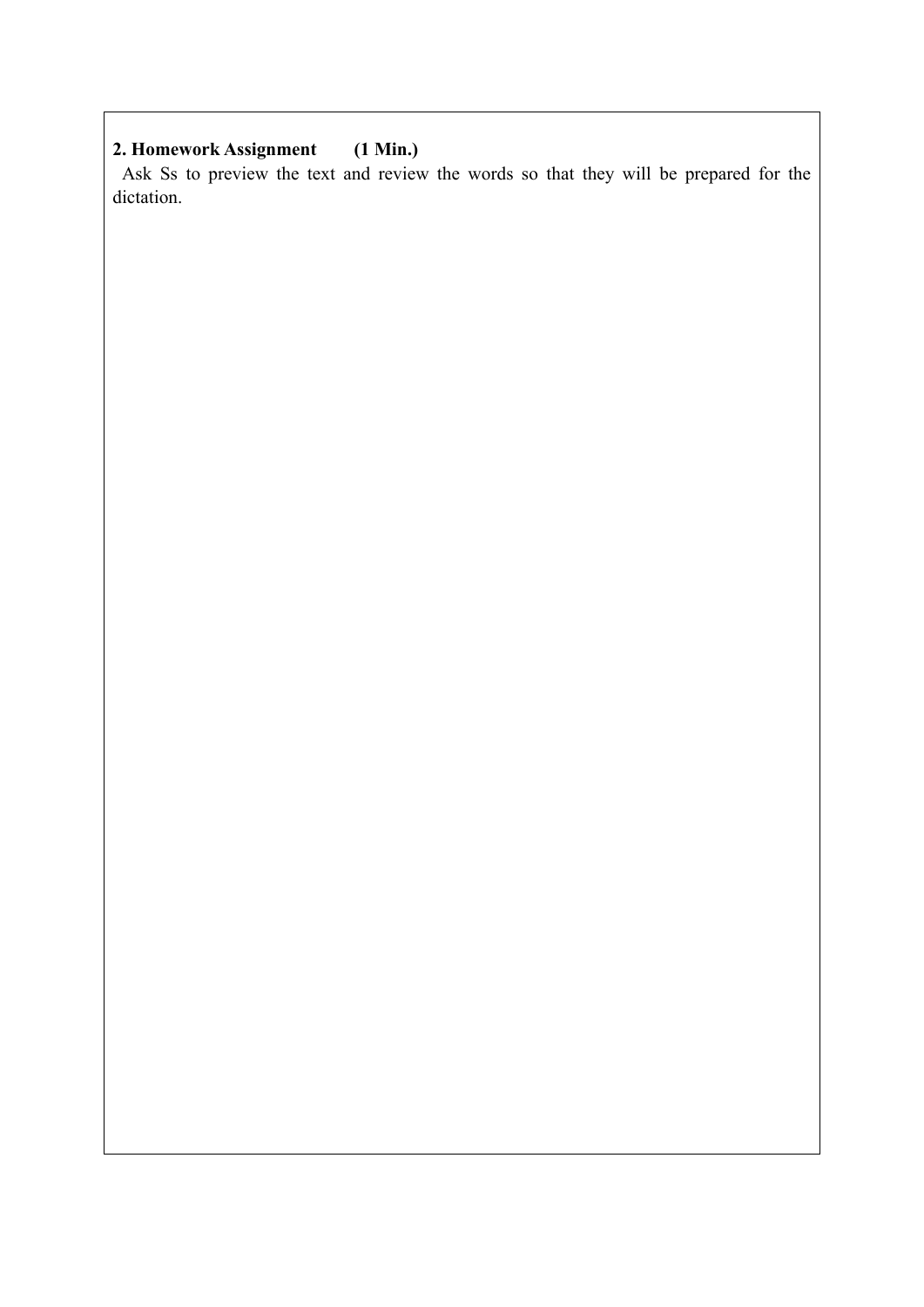**2. Homework Assignment (1 Min.)**

Ask Ss to preview the text and review the words so that they will be prepared for the dictation.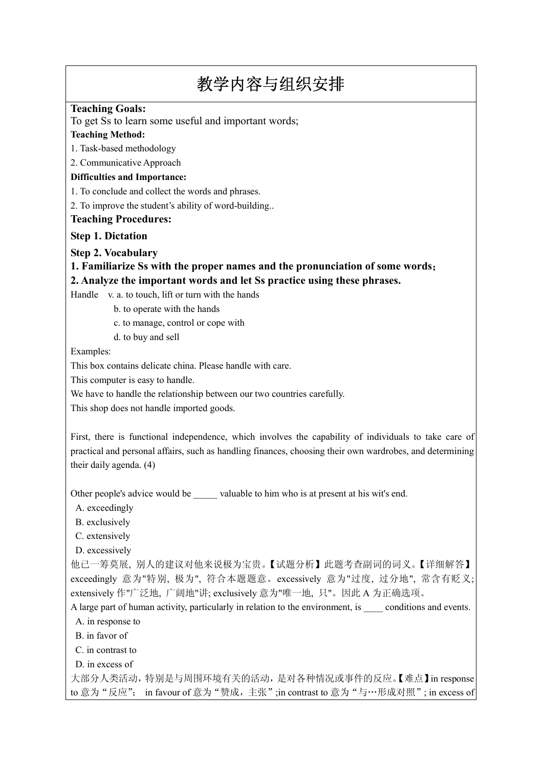# 教学内容与组织安排

**Teaching Goals:**

To get Ss to learn some useful and important words;

**Teaching Method:**

1. Task-based methodology
2. Communicative Approach

**Difficulties and Importance:**

1. To conclude and collect the words and phrases.
2. To improve the student's ability of word-building..

**Teaching Procedures:**

**Step 1. Dictation**

**Step 2. Vocabulary**

**1. Familiarize Ss with the proper names and the pronunciation of some words；**

**2. Analyze the important words and let Ss practice using these phrases.**

Handle v. a. to touch, lift or turn with the hands

b. to operate with the hands

c. to manage, control or cope with

d. to buy and sell

Examples:

This box contains delicate china. Please handle with care.

This computer is easy to handle.

We have to handle the relationship between our two countries carefully.

This shop does not handle imported goods.

First, there is functional independence, which involves the capability of individuals to take care of practical and personal affairs, such as handling finances, choosing their own wardrobes, and determining their daily agenda. (4)

Other people's advice would be _____ valuable to him who is at present at his wit's end.

A. exceedingly
B. exclusively
C. extensively
D. excessively

他已一筹莫展，别人的建议对他来说极为宝贵。【试题分析】此题考查副词的词义。【详细解答】exceedingly 意为"特别，极为"，符合本题题意。excessively 意为"过度，过分地"，常含有贬义；extensively 作"广泛地，广阔地"讲；exclusively 意为"唯一地，只"。因此 A 为正确选项。

A large part of human activity, particularly in relation to the environment, is ____ conditions and events.

A. in response to
B. in favor of
C. in contrast to
D. in excess of

大部分人类活动，特别是与周围环境有关的活动，是对各种情况或事件的反应。【难点】in response to 意为“反应”； in favour of 意为“赞成，主张”;in contrast to 意为“与…形成对照”; in excess of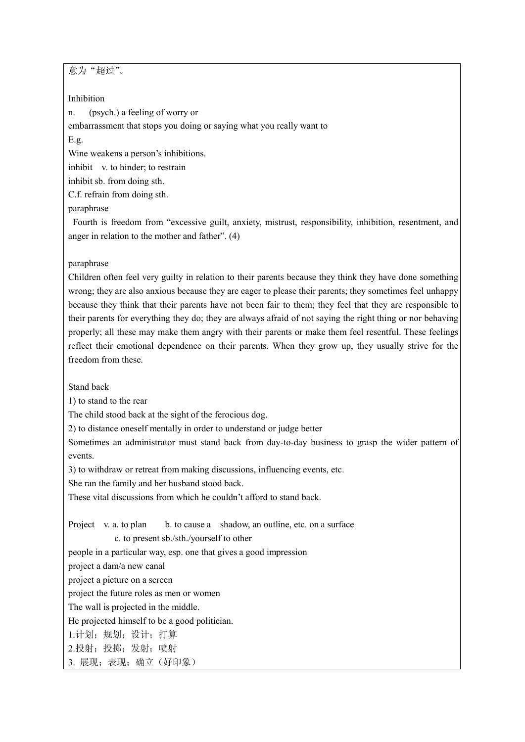意为“超过”。

Inhibition

n.　(psych.) a feeling of worry or embarrassment that stops you doing or saying what you really want to

E.g.

Wine weakens a person’s inhibitions.

inhibit　v. to hinder; to restrain

inhibit sb. from doing sth.

C.f. refrain from doing sth.

paraphrase

Fourth is freedom from “excessive guilt, anxiety, mistrust, responsibility, inhibition, resentment, and anger in relation to the mother and father”. (4)

paraphrase

Children often feel very guilty in relation to their parents because they think they have done something wrong; they are also anxious because they are eager to please their parents; they sometimes feel unhappy because they think that their parents have not been fair to them; they feel that they are responsible to their parents for everything they do; they are always afraid of not saying the right thing or nor behaving properly; all these may make them angry with their parents or make them feel resentful. These feelings reflect their emotional dependence on their parents. When they grow up, they usually strive for the freedom from these.

Stand back

1) to stand to the rear

The child stood back at the sight of the ferocious dog.

2) to distance oneself mentally in order to understand or judge better

Sometimes an administrator must stand back from day-to-day business to grasp the wider pattern of events.

3) to withdraw or retreat from making discussions, influencing events, etc.

She ran the family and her husband stood back.

These vital discussions from which he couldn’t afford to stand back.

Project　v. a. to plan　b. to cause a　shadow, an outline, etc. on a surface

c. to present sb./sth./yourself to other people in a particular way, esp. one that gives a good impression

project a dam/a new canal

project a picture on a screen

project the future roles as men or women

The wall is projected in the middle.

He projected himself to be a good politician.

1.计划；规划；设计；打算

2.投射；投掷；发射；喷射

3. 展现；表现；确立（好印象）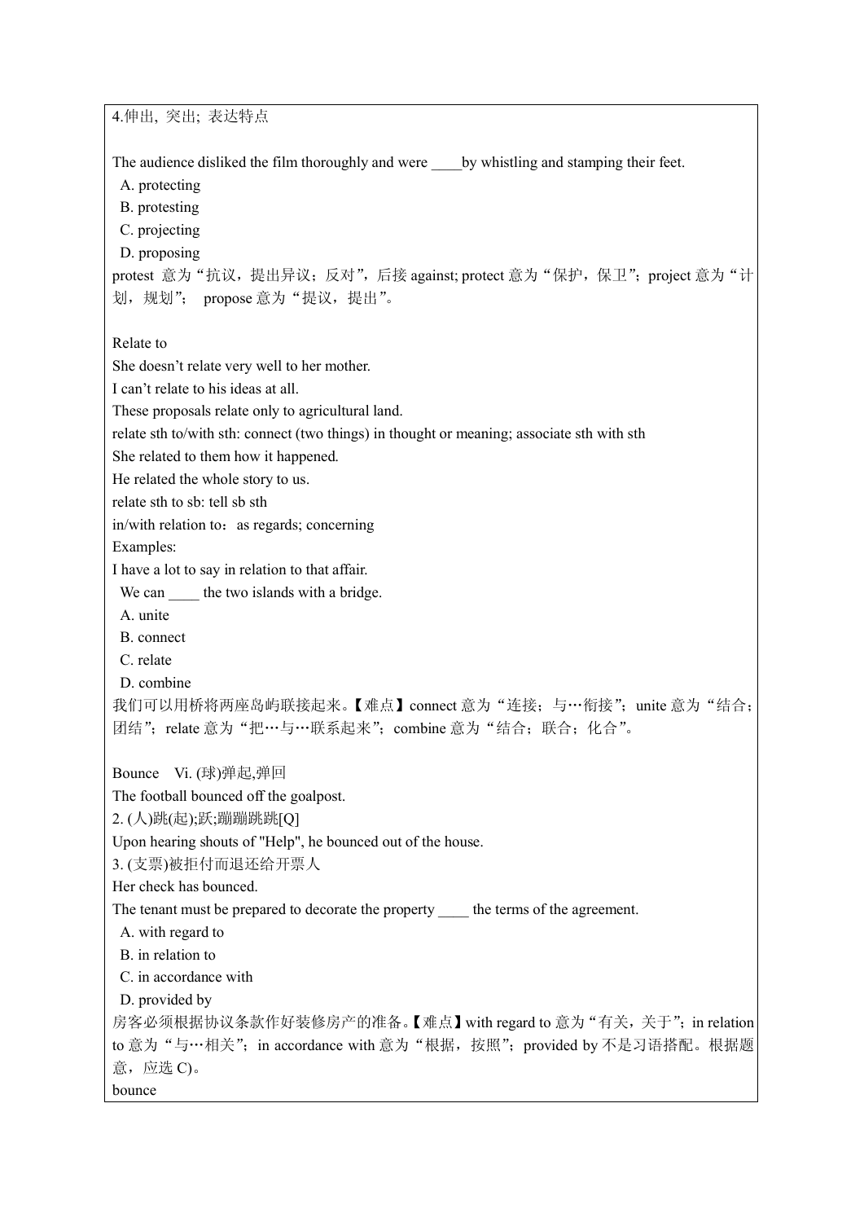4.伸出, 突出; 表达特点

The audience disliked the film thoroughly and were ____by whistling and stamping their feet.

A. protecting
B. protesting
C. projecting
D. proposing

protest 意为“抗议，提出异议；反对”，后接 against; protect 意为“保护，保卫”; project 意为“计划，规划”; propose 意为“提议，提出”。

Relate to

She doesn’t relate very well to her mother.

I can’t relate to his ideas at all.

These proposals relate only to agricultural land.

relate sth to/with sth: connect (two things) in thought or meaning; associate sth with sth

She related to them how it happened.

He related the whole story to us.

relate sth to sb: tell sb sth

in/with relation to：as regards; concerning

Examples:

I have a lot to say in relation to that affair.

We can ____ the two islands with a bridge.

A. unite
B. connect
C. relate
D. combine

我们可以用桥将两座岛屿联接起来。【难点】connect 意为“连接；与…衔接”; unite 意为“结合；团结”; relate 意为“把…与…联系起来”; combine 意为“结合；联合；化合”。

Bounce Vi. (球)弹起,弹回

The football bounced off the goalpost.

2. (人)跳(起);跃;蹦蹦跳跳[Q]

Upon hearing shouts of "Help", he bounced out of the house.

3. (支票)被拒付而退还给开票人

Her check has bounced.

The tenant must be prepared to decorate the property ____ the terms of the agreement.

A. with regard to
B. in relation to
C. in accordance with
D. provided by

房客必须根据协议条款作好装修房产的准备。【难点】with regard to 意为“有关，关于”; in relation to 意为“与…相关”; in accordance with 意为“根据，按照”; provided by 不是习语搭配。根据题意，应选 C)。

bounce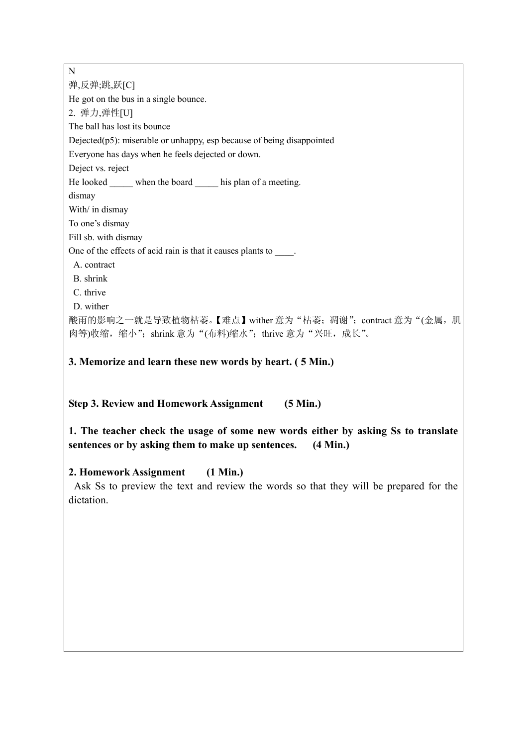N

弹,反弹;跳,跃[C]

He got on the bus in a single bounce.

2. 弹力,弹性[U]

The ball has lost its bounce

Dejected(p5): miserable or unhappy, esp because of being disappointed

Everyone has days when he feels dejected or down.

Deject vs. reject

He looked _____ when the board _____ his plan of a meeting.

dismay

With/ in dismay

To one’s dismay

Fill sb. with dismay

One of the effects of acid rain is that it causes plants to ____.

A. contract

B. shrink

C. thrive

D. wither

酸雨的影响之一就是导致植物枯萎。【难点】wither 意为“枯萎；凋谢”；contract 意为“(金属，肌肉等)收缩，缩小”；shrink 意为“(布料)缩水”；thrive 意为“兴旺，成长”。

**3. Memorize and learn these new words by heart. ( 5 Min.)**

**Step 3. Review and Homework Assignment (5 Min.)**

**1. The teacher check the usage of some new words either by asking Ss to translate sentences or by asking them to make up sentences. (4 Min.)**

**2. Homework Assignment (1 Min.)**

Ask Ss to preview the text and review the words so that they will be prepared for the dictation.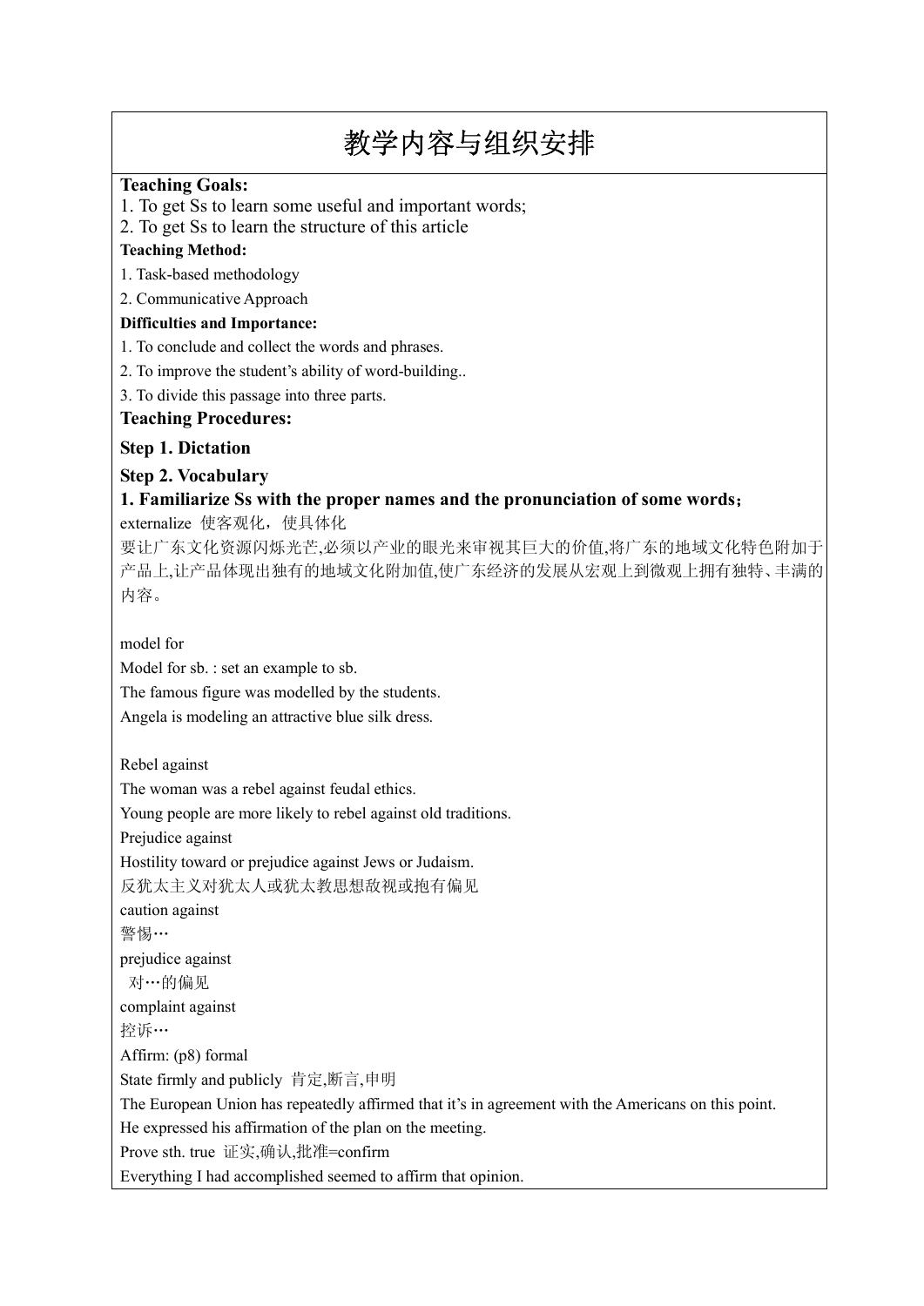# 教学内容与组织安排

**Teaching Goals:**

1. To get Ss to learn some useful and important words;
2. To get Ss to learn the structure of this article

**Teaching Method:**

1. Task-based methodology
2. Communicative Approach

**Difficulties and Importance:**

1. To conclude and collect the words and phrases.
2. To improve the student's ability of word-building..
3. To divide this passage into three parts.

**Teaching Procedures:**

**Step 1. Dictation**

**Step 2. Vocabulary**

**1. Familiarize Ss with the proper names and the pronunciation of some words;**

externalize 使客观化，使具体化

要让广东文化资源闪烁光芒,必须以产业的眼光来审视其巨大的价值,将广东的地域文化特色附加于产品上,让产品体现出独有的地域文化附加值,使广东经济的发展从宏观上到微观上拥有独特、丰满的内容。

model for

Model for sb. : set an example to sb.

The famous figure was modelled by the students.

Angela is modeling an attractive blue silk dress.

Rebel against

The woman was a rebel against feudal ethics.

Young people are more likely to rebel against old traditions.

Prejudice against

Hostility toward or prejudice against Jews or Judaism.

反犹太主义对犹太人或犹太教思想敌视或抱有偏见

caution against

警惕…

prejudice against

对…的偏见

complaint against

控诉…

Affirm: (p8) formal

State firmly and publicly 肯定,断言,申明

The European Union has repeatedly affirmed that it's in agreement with the Americans on this point.

He expressed his affirmation of the plan on the meeting.

Prove sth. true 证实,确认,批准=confirm

Everything I had accomplished seemed to affirm that opinion.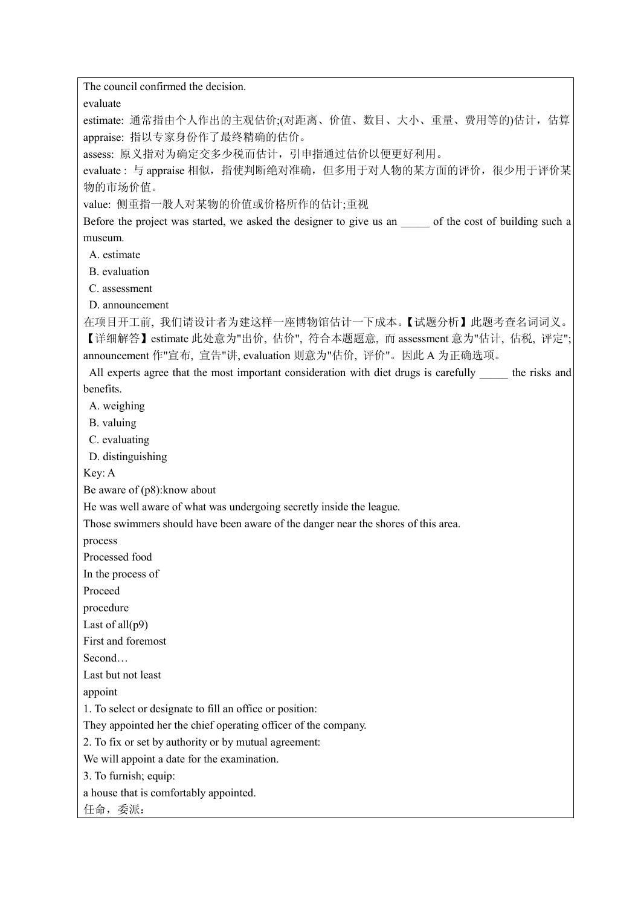The council confirmed the decision.

evaluate

estimate: 通常指由个人作出的主观估价;(对距离、价值、数目、大小、重量、费用等的)估计，估算

appraise: 指以专家身份作了最终精确的估价。

assess: 原义指对为确定交多少税而估计，引申指通过估价以便更好利用。

evaluate : 与 appraise 相似，指使判断绝对准确，但多用于对人物的某方面的评价，很少用于评价某物的市场价值。

value: 侧重指一般人对某物的价值或价格所作的估计;重视

Before the project was started, we asked the designer to give us an _____ of the cost of building such a museum.

A. estimate

B. evaluation

C. assessment

D. announcement

在项目开工前, 我们请设计者为建这样一座博物馆估计一下成本。【试题分析】此题考查名词词义。【详细解答】estimate 此处意为"出价, 估价", 符合本题题意, 而 assessment 意为"估计, 估税, 评定"; announcement 作"宣布, 宣告"讲, evaluation 则意为"估价, 评价"。因此 A 为正确选项。

All experts agree that the most important consideration with diet drugs is carefully _____ the risks and benefits.

A. weighing

B. valuing

C. evaluating

D. distinguishing

Key: A

Be aware of (p8):know about

He was well aware of what was undergoing secretly inside the league.

Those swimmers should have been aware of the danger near the shores of this area.

process

Processed food

In the process of

Proceed

procedure

Last of all(p9)

First and foremost

Second…

Last but not least

appoint

1. To select or designate to fill an office or position:

They appointed her the chief operating officer of the company.

2. To fix or set by authority or by mutual agreement:

We will appoint a date for the examination.

3. To furnish; equip:

a house that is comfortably appointed.

任命，委派：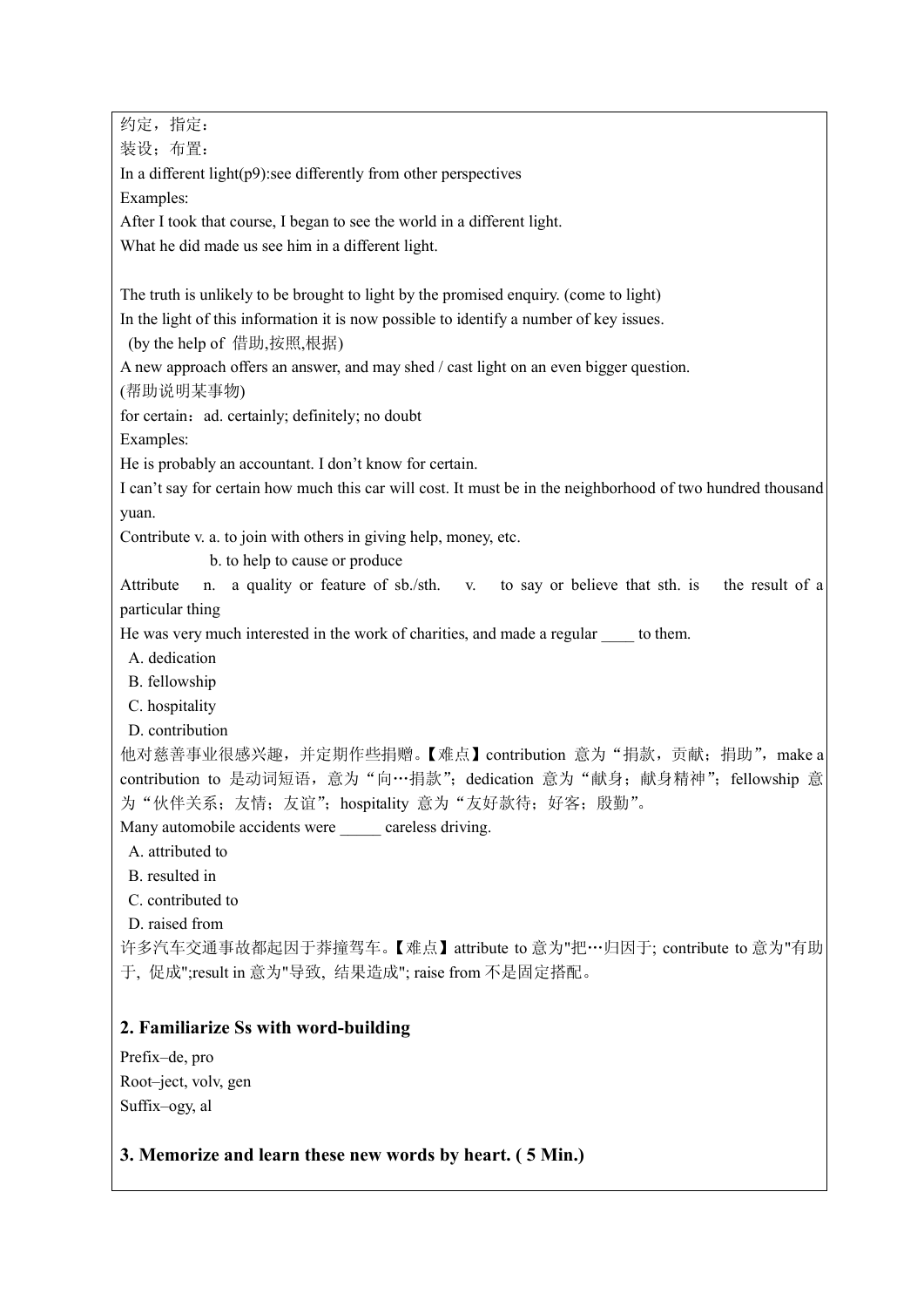约定，指定：

装设；布置：

In a different light(p9):see differently from other perspectives

Examples:

After I took that course, I began to see the world in a different light.

What he did made us see him in a different light.

The truth is unlikely to be brought to light by the promised enquiry. (come to light)

In the light of this information it is now possible to identify a number of key issues.

(by the help of 借助,按照,根据)

A new approach offers an answer, and may shed / cast light on an even bigger question.

(帮助说明某事物)

for certain：ad. certainly; definitely; no doubt

Examples:

He is probably an accountant. I don’t know for certain.

I can’t say for certain how much this car will cost. It must be in the neighborhood of two hundred thousand yuan.

Contribute v. a. to join with others in giving help, money, etc.

b. to help to cause or produce

Attribute n. a quality or feature of sb./sth. v. to say or believe that sth. is the result of a particular thing

He was very much interested in the work of charities, and made a regular ____ to them.

A. dedication

B. fellowship

C. hospitality

D. contribution

他对慈善事业很感兴趣，并定期作些捐赠。【难点】contribution 意为“捐款，贡献；捐助”，make a contribution to 是动词短语，意为“向…捐款”；dedication 意为“献身；献身精神”；fellowship 意为“伙伴关系；友情；友谊”；hospitality 意为“友好款待；好客；殷勤”。

Many automobile accidents were _____ careless driving.

A. attributed to

B. resulted in

C. contributed to

D. raised from

许多汽车交通事故都起因于莽撞驾车。【难点】attribute to 意为"把…归因于; contribute to 意为"有助于, 促成";result in 意为"导致, 结果造成"; raise from 不是固定搭配。

### 2. Familiarize Ss with word-building

Prefix–de, pro

Root–ject, volv, gen

Suffix–ogy, al

### 3. Memorize and learn these new words by heart. ( 5 Min.)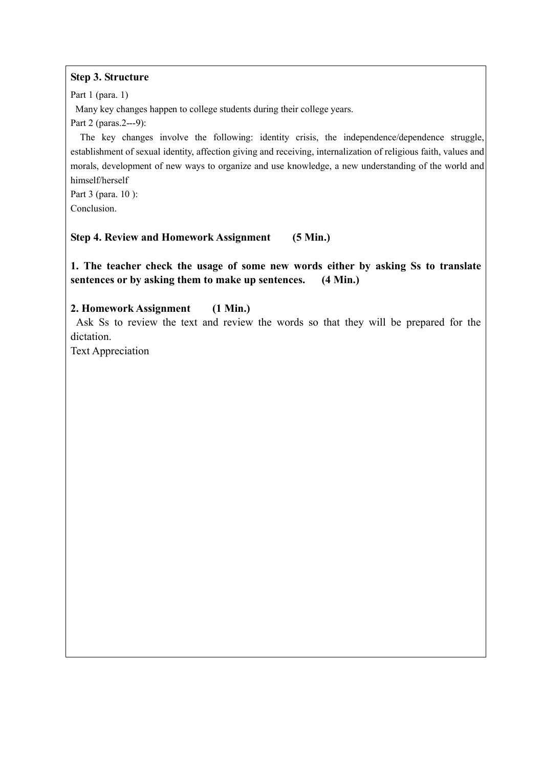**Step 3. Structure**

Part 1 (para. 1)

Many key changes happen to college students during their college years.

Part 2 (paras.2---9):

The key changes involve the following: identity crisis, the independence/dependence struggle, establishment of sexual identity, affection giving and receiving, internalization of religious faith, values and morals, development of new ways to organize and use knowledge, a new understanding of the world and himself/herself

Part 3 (para. 10 ):

Conclusion.

**Step 4. Review and Homework Assignment (5 Min.)**

**1. The teacher check the usage of some new words either by asking Ss to translate sentences or by asking them to make up sentences. (4 Min.)**

**2. Homework Assignment (1 Min.)**

Ask Ss to review the text and review the words so that they will be prepared for the dictation.

Text Appreciation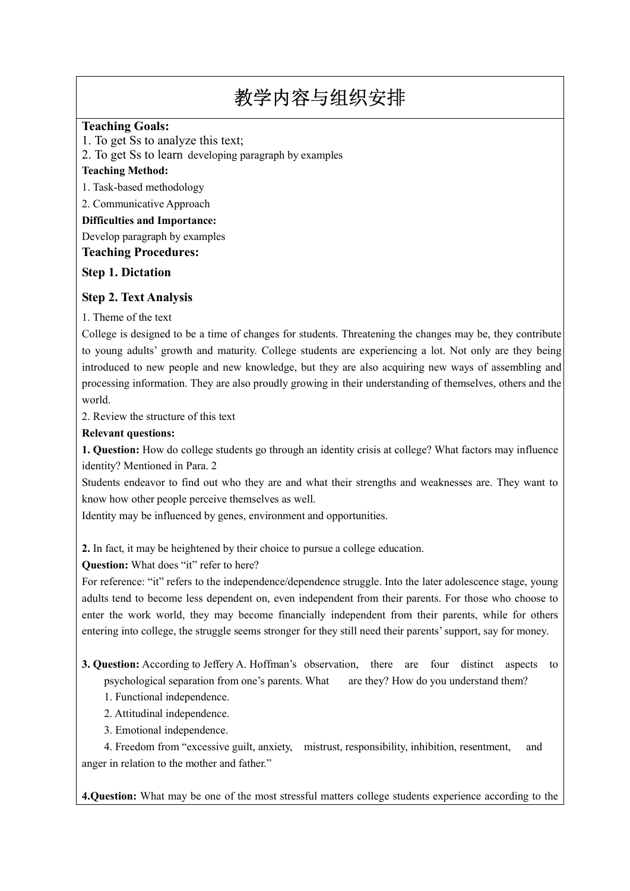# 教学内容与组织安排

**Teaching Goals:**

1. To get Ss to analyze this text;
2. To get Ss to learn developing paragraph by examples

**Teaching Method:**

1. Task-based methodology
2. Communicative Approach

**Difficulties and Importance:**

Develop paragraph by examples

**Teaching Procedures:**

### Step 1. Dictation

### Step 2. Text Analysis

1. Theme of the text

College is designed to be a time of changes for students. Threatening the changes may be, they contribute to young adults' growth and maturity. College students are experiencing a lot. Not only are they being introduced to new people and new knowledge, but they are also acquiring new ways of assembling and processing information. They are also proudly growing in their understanding of themselves, others and the world.

2. Review the structure of this text

**Relevant questions:**

**1. Question:** How do college students go through an identity crisis at college? What factors may influence identity? Mentioned in Para. 2

Students endeavor to find out who they are and what their strengths and weaknesses are. They want to know how other people perceive themselves as well.

Identity may be influenced by genes, environment and opportunities.

**2.** In fact, it may be heightened by their choice to pursue a college education.

**Question:** What does "it" refer to here?

For reference: "it" refers to the independence/dependence struggle. Into the later adolescence stage, young adults tend to become less dependent on, even independent from their parents. For those who choose to enter the work world, they may become financially independent from their parents, while for others entering into college, the struggle seems stronger for they still need their parents' support, say for money.

**3. Question:** According to Jeffery A. Hoffman's observation, there are four distinct aspects to psychological separation from one's parents. What are they? How do you understand them?

1. Functional independence.
2. Attitudinal independence.
3. Emotional independence.
4. Freedom from "excessive guilt, anxiety, mistrust, responsibility, inhibition, resentment, and anger in relation to the mother and father."

**4.Question:** What may be one of the most stressful matters college students experience according to the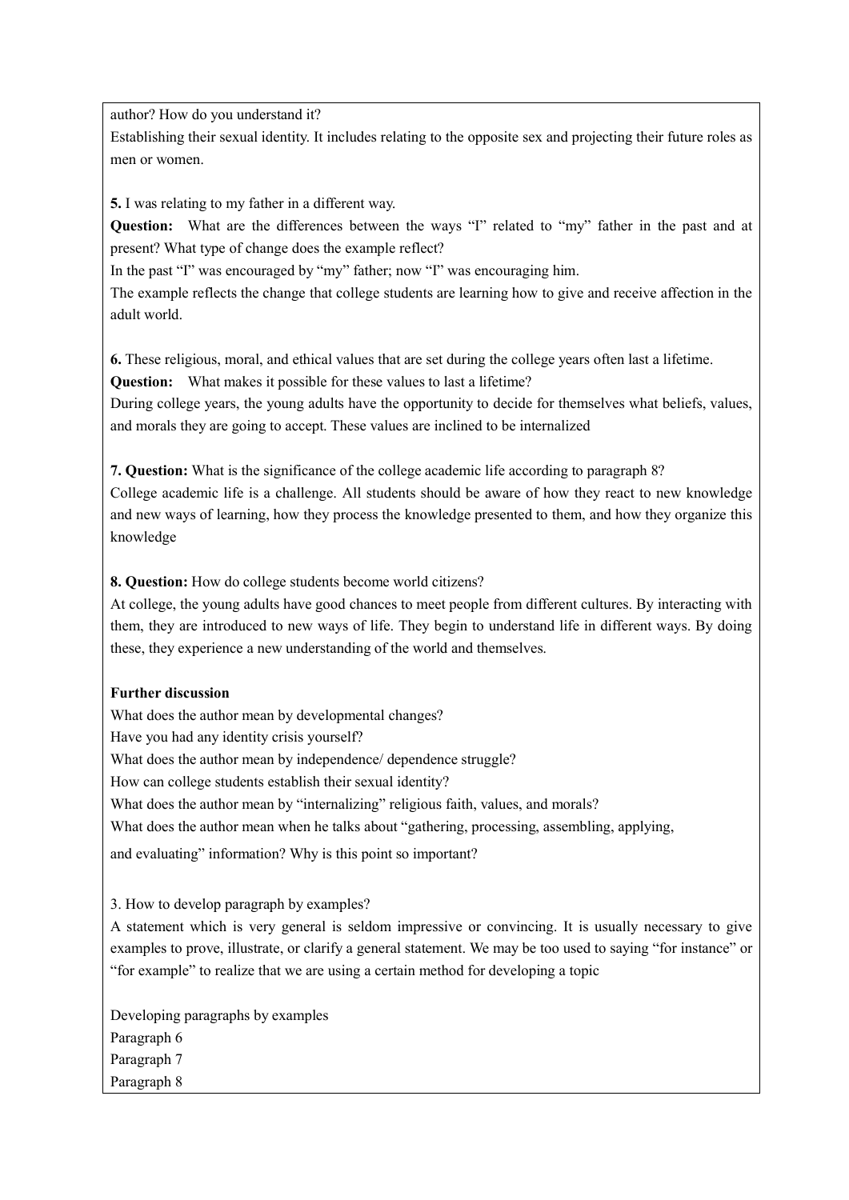author? How do you understand it?

Establishing their sexual identity. It includes relating to the opposite sex and projecting their future roles as men or women.

**5.** I was relating to my father in a different way.

**Question:** What are the differences between the ways "I" related to "my" father in the past and at present? What type of change does the example reflect?

In the past "I" was encouraged by "my" father; now "I" was encouraging him.

The example reflects the change that college students are learning how to give and receive affection in the adult world.

**6.** These religious, moral, and ethical values that are set during the college years often last a lifetime.

**Question:** What makes it possible for these values to last a lifetime?

During college years, the young adults have the opportunity to decide for themselves what beliefs, values, and morals they are going to accept. These values are inclined to be internalized

**7. Question:** What is the significance of the college academic life according to paragraph 8?

College academic life is a challenge. All students should be aware of how they react to new knowledge and new ways of learning, how they process the knowledge presented to them, and how they organize this knowledge

**8. Question:** How do college students become world citizens?

At college, the young adults have good chances to meet people from different cultures. By interacting with them, they are introduced to new ways of life. They begin to understand life in different ways. By doing these, they experience a new understanding of the world and themselves.

**Further discussion**

What does the author mean by developmental changes?

Have you had any identity crisis yourself?

What does the author mean by independence/ dependence struggle?

How can college students establish their sexual identity?

What does the author mean by "internalizing" religious faith, values, and morals?

What does the author mean when he talks about "gathering, processing, assembling, applying, and evaluating" information? Why is this point so important?

3. How to develop paragraph by examples?

A statement which is very general is seldom impressive or convincing. It is usually necessary to give examples to prove, illustrate, or clarify a general statement. We may be too used to saying "for instance" or "for example" to realize that we are using a certain method for developing a topic

Developing paragraphs by examples

Paragraph 6

Paragraph 7

Paragraph 8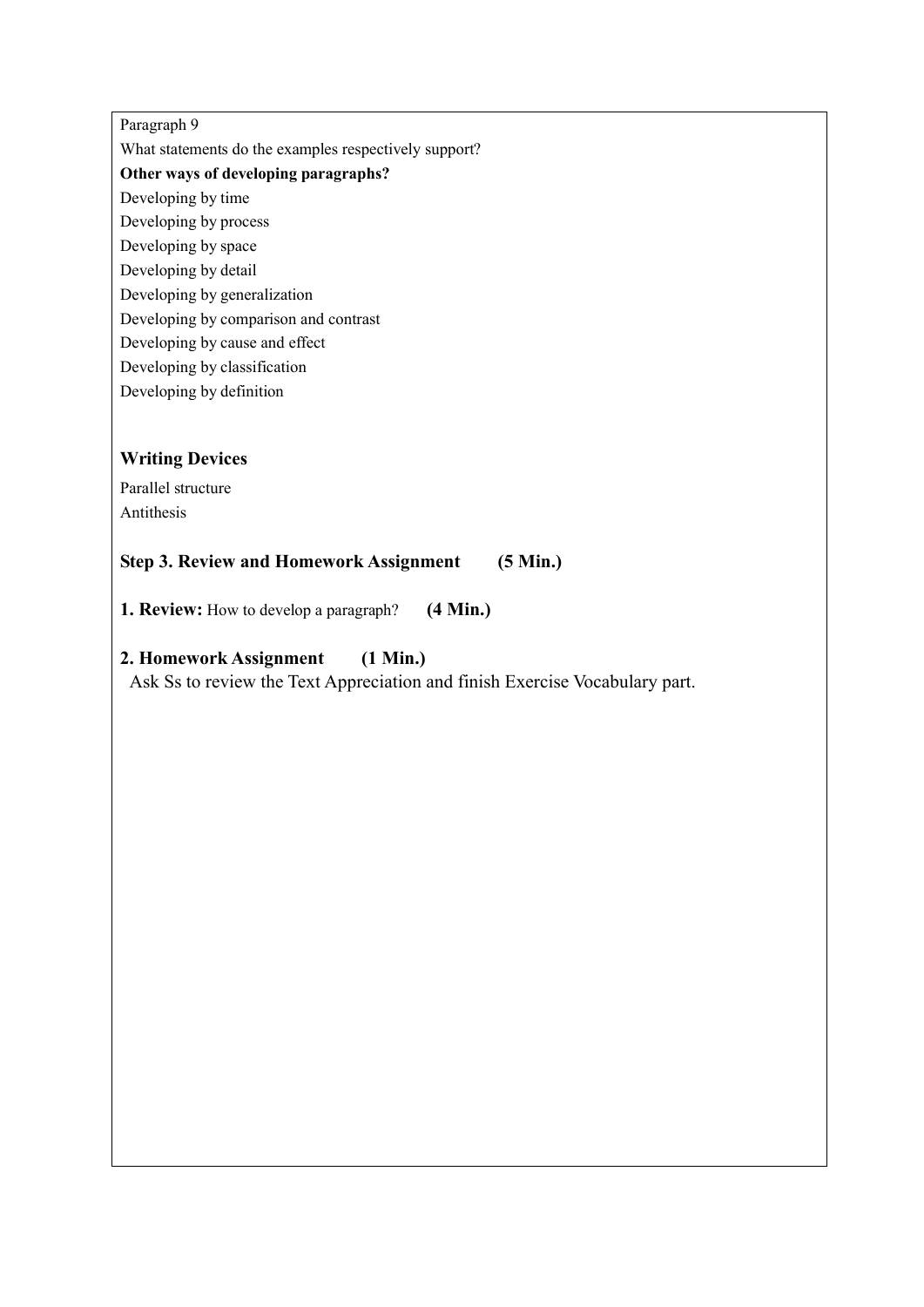Paragraph 9

What statements do the examples respectively support?

**Other ways of developing paragraphs?**

Developing by time

Developing by process

Developing by space

Developing by detail

Developing by generalization

Developing by comparison and contrast

Developing by cause and effect

Developing by classification

Developing by definition

### Writing Devices

Parallel structure

Antithesis

### Step 3. Review and Homework Assignment (5 Min.)

**1. Review:** How to develop a paragraph? **(4 Min.)**

**2. Homework Assignment (1 Min.)**

Ask Ss to review the Text Appreciation and finish Exercise Vocabulary part.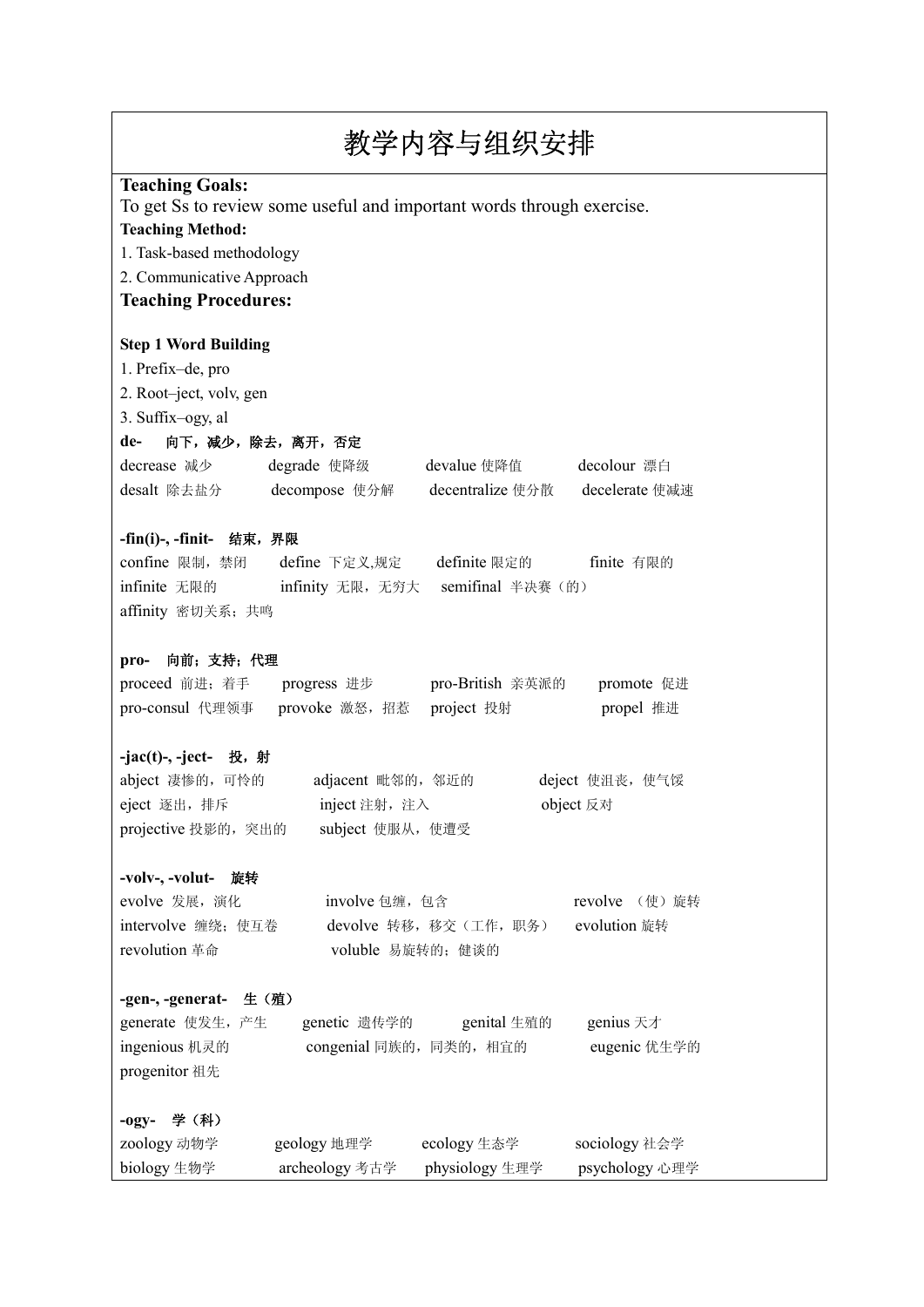# 教学内容与组织安排

**Teaching Goals:**

To get Ss to review some useful and important words through exercise.

**Teaching Method:**

1. Task-based methodology
2. Communicative Approach

**Teaching Procedures:**

**Step 1 Word Building**

1. Prefix–de, pro
2. Root–ject, volv, gen
3. Suffix–ogy, al

**de-　向下，减少，除去，离开，否定**

decrease 减少　degrade 使降级　devalue 使降值　decolour 漂白
desalt 除去盐分　decompose 使分解　decentralize 使分散　decelerate 使减速

**-fin(i)-, -finit-　结束，界限**

confine 限制，禁闭　define 下定义,规定　definite 限定的　finite 有限的
infinite 无限的　infinity 无限，无穷大　semifinal 半决赛（的）
affinity 密切关系；共鸣

**pro-　向前；支持；代理**

proceed 前进；着手　progress 进步　pro-British 亲英派的　promote 促进
pro-consul 代理领事　provoke 激怒，招惹　project 投射　propel 推进

**-jac(t)-, -ject-　投，射**

abject 凄惨的，可怜的　adjacent 毗邻的，邻近的　deject 使沮丧，使气馁
eject 逐出，排斥　inject 注射，注入　object 反对
projective 投影的，突出的　subject 使服从，使遭受

**-volv-, -volut-　旋转**

evolve 发展，演化　involve 包缠，包含　revolve （使）旋转
intervolve 缠绕；使互卷　devolve 转移，移交（工作，职务）　evolution 旋转
revolution 革命　voluble 易旋转的；健谈的

**-gen-, -generat-　生（殖）**

generate 使发生，产生　genetic 遗传学的　genital 生殖的　genius 天才
ingenious 机灵的　congenial 同族的，同类的，相宜的　eugenic 优生学的
progenitor 祖先

**-ogy-　学（科）**

zoology 动物学　geology 地理学　ecology 生态学　sociology 社会学
biology 生物学　archeology 考古学　physiology 生理学　psychology 心理学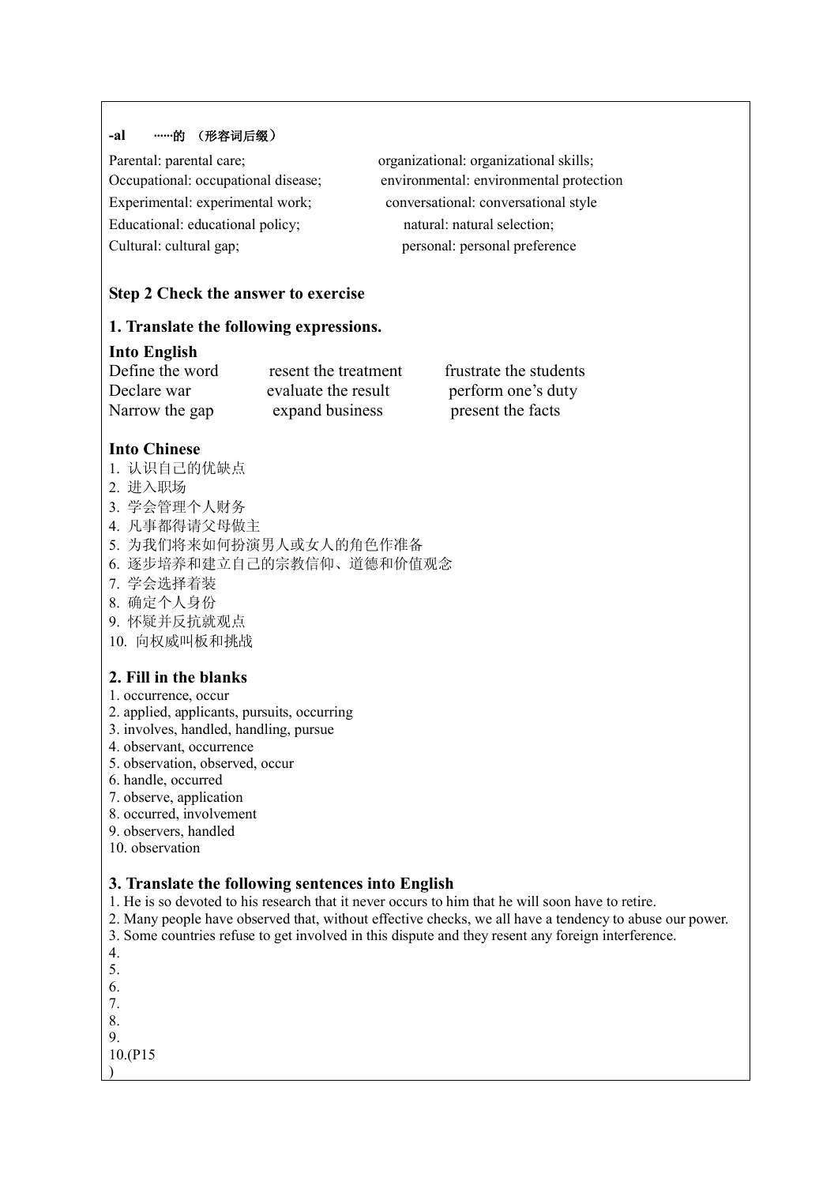**-al　　……的 （形容词后缀）**

Parental: parental care;
organizational: organizational skills;
Occupational: occupational disease;
environmental: environmental protection
Experimental: experimental work;
conversational: conversational style
Educational: educational policy;
natural: natural selection;
Cultural: cultural gap;
personal: personal preference

**Step 2 Check the answer to exercise**

**1. Translate the following expressions.**

**Into English**

| | | |
|---|---|---|
| Define the word | resent the treatment | frustrate the students |
| Declare war | evaluate the result | perform one's duty |
| Narrow the gap | expand business | present the facts |

**Into Chinese**

1. 认识自己的优缺点
2. 进入职场
3. 学会管理个人财务
4. 凡事都得请父母做主
5. 为我们将来如何扮演男人或女人的角色作准备
6. 逐步培养和建立自己的宗教信仰、道德和价值观念
7. 学会选择着装
8. 确定个人身份
9. 怀疑并反抗就观点
10. 向权威叫板和挑战

**2. Fill in the blanks**

1. occurrence, occur
2. applied, applicants, pursuits, occurring
3. involves, handled, handling, pursue
4. observant, occurrence
5. observation, observed, occur
6. handle, occurred
7. observe, application
8. occurred, involvement
9. observers, handled
10. observation

**3. Translate the following sentences into English**

1. He is so devoted to his research that it never occurs to him that he will soon have to retire.
2. Many people have observed that, without effective checks, we all have a tendency to abuse our power.
3. Some countries refuse to get involved in this dispute and they resent any foreign interference.
4.
5.
6.
7.
8.
9.
10.(P15
)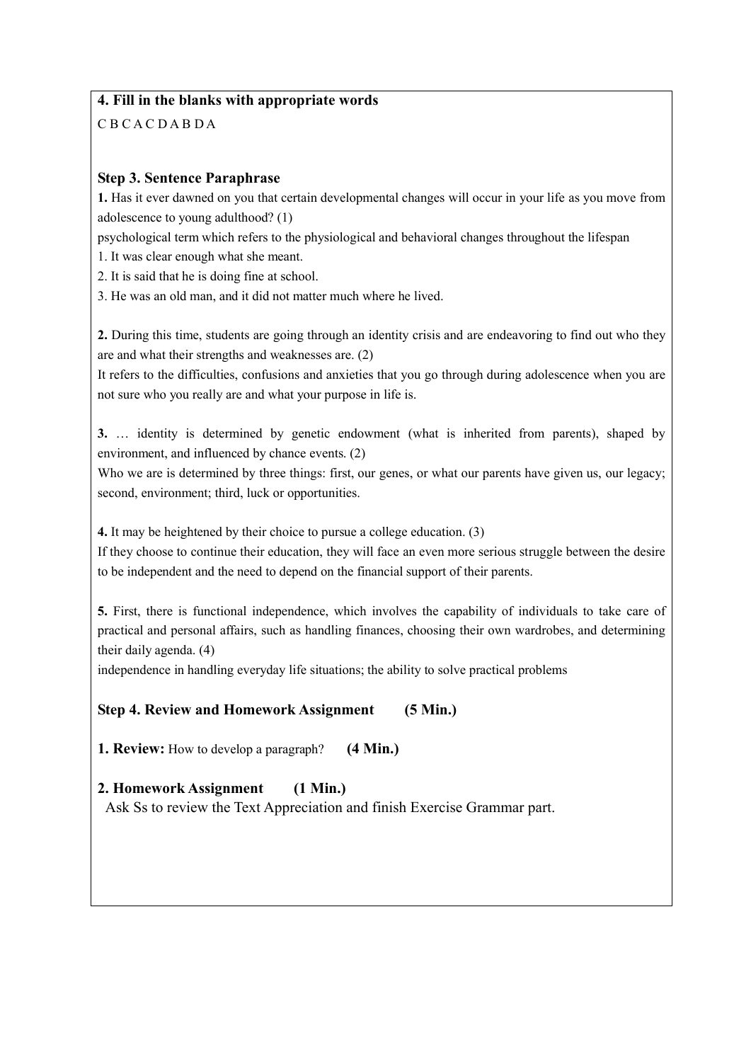**4. Fill in the blanks with appropriate words**

C B C A C D A B D A

### Step 3. Sentence Paraphrase

**1.** Has it ever dawned on you that certain developmental changes will occur in your life as you move from adolescence to young adulthood? (1)

psychological term which refers to the physiological and behavioral changes throughout the lifespan

1. It was clear enough what she meant.
2. It is said that he is doing fine at school.
3. He was an old man, and it did not matter much where he lived.

**2.** During this time, students are going through an identity crisis and are endeavoring to find out who they are and what their strengths and weaknesses are. (2)

It refers to the difficulties, confusions and anxieties that you go through during adolescence when you are not sure who you really are and what your purpose in life is.

**3.** … identity is determined by genetic endowment (what is inherited from parents), shaped by environment, and influenced by chance events. (2)

Who we are is determined by three things: first, our genes, or what our parents have given us, our legacy; second, environment; third, luck or opportunities.

**4.** It may be heightened by their choice to pursue a college education. (3)

If they choose to continue their education, they will face an even more serious struggle between the desire to be independent and the need to depend on the financial support of their parents.

**5.** First, there is functional independence, which involves the capability of individuals to take care of practical and personal affairs, such as handling finances, choosing their own wardrobes, and determining their daily agenda. (4)

independence in handling everyday life situations; the ability to solve practical problems

### Step 4. Review and Homework Assignment (5 Min.)

**1. Review:** How to develop a paragraph? **(4 Min.)**

**2. Homework Assignment (1 Min.)**

Ask Ss to review the Text Appreciation and finish Exercise Grammar part.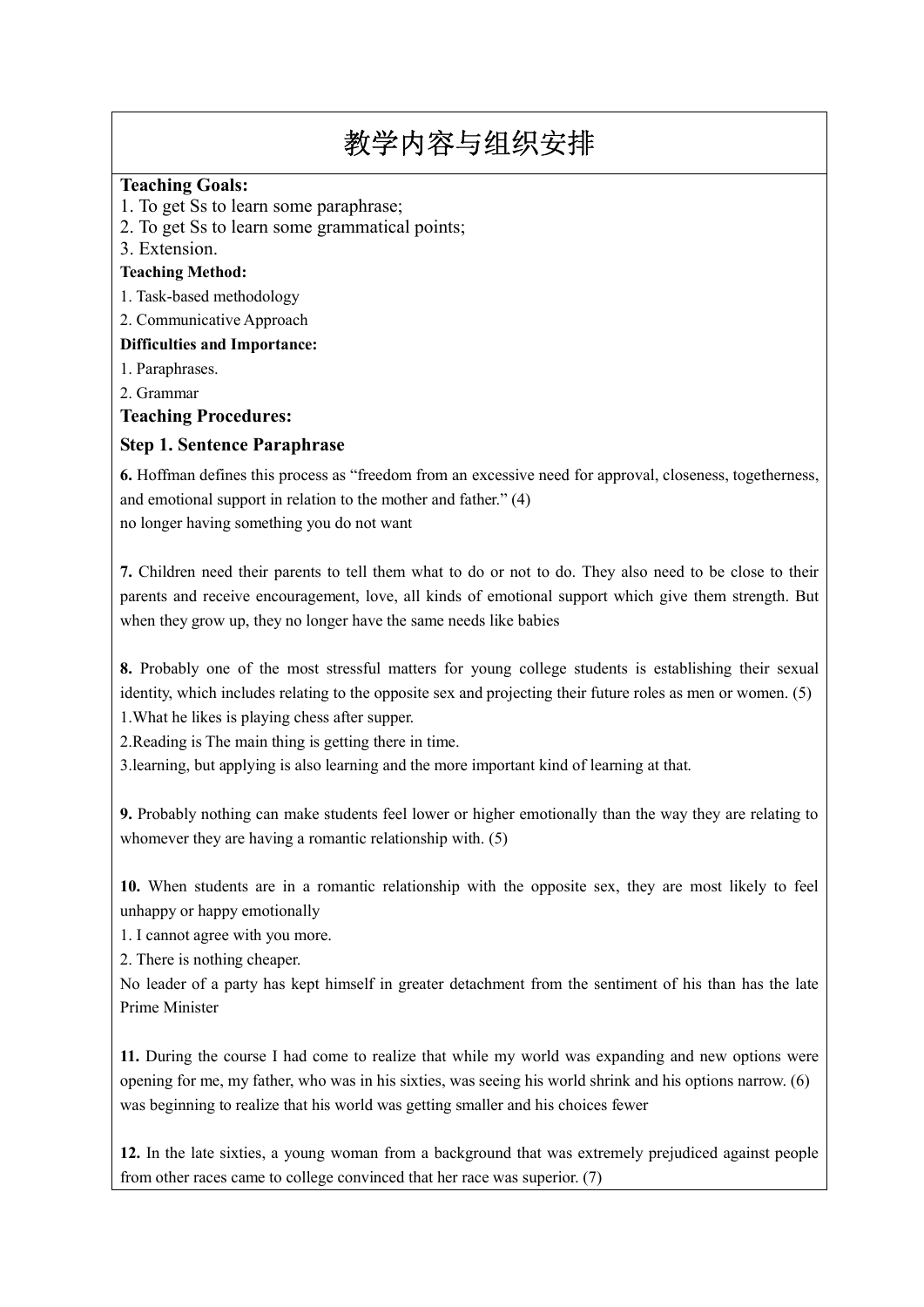# 教学内容与组织安排

**Teaching Goals:**

1. To get Ss to learn some paraphrase;
2. To get Ss to learn some grammatical points;
3. Extension.

**Teaching Method:**

1. Task-based methodology
2. Communicative Approach

**Difficulties and Importance:**

1. Paraphrases.
2. Grammar

**Teaching Procedures:**

**Step 1. Sentence Paraphrase**

**6.** Hoffman defines this process as "freedom from an excessive need for approval, closeness, togetherness, and emotional support in relation to the mother and father." (4)
no longer having something you do not want

**7.** Children need their parents to tell them what to do or not to do. They also need to be close to their parents and receive encouragement, love, all kinds of emotional support which give them strength. But when they grow up, they no longer have the same needs like babies

**8.** Probably one of the most stressful matters for young college students is establishing their sexual identity, which includes relating to the opposite sex and projecting their future roles as men or women. (5)
1.What he likes is playing chess after supper.
2.Reading is The main thing is getting there in time.
3.learning, but applying is also learning and the more important kind of learning at that.

**9.** Probably nothing can make students feel lower or higher emotionally than the way they are relating to whomever they are having a romantic relationship with. (5)

**10.** When students are in a romantic relationship with the opposite sex, they are most likely to feel unhappy or happy emotionally
1. I cannot agree with you more.
2. There is nothing cheaper.
No leader of a party has kept himself in greater detachment from the sentiment of his than has the late Prime Minister

**11.** During the course I had come to realize that while my world was expanding and new options were opening for me, my father, who was in his sixties, was seeing his world shrink and his options narrow. (6)
was beginning to realize that his world was getting smaller and his choices fewer

**12.** In the late sixties, a young woman from a background that was extremely prejudiced against people from other races came to college convinced that her race was superior. (7)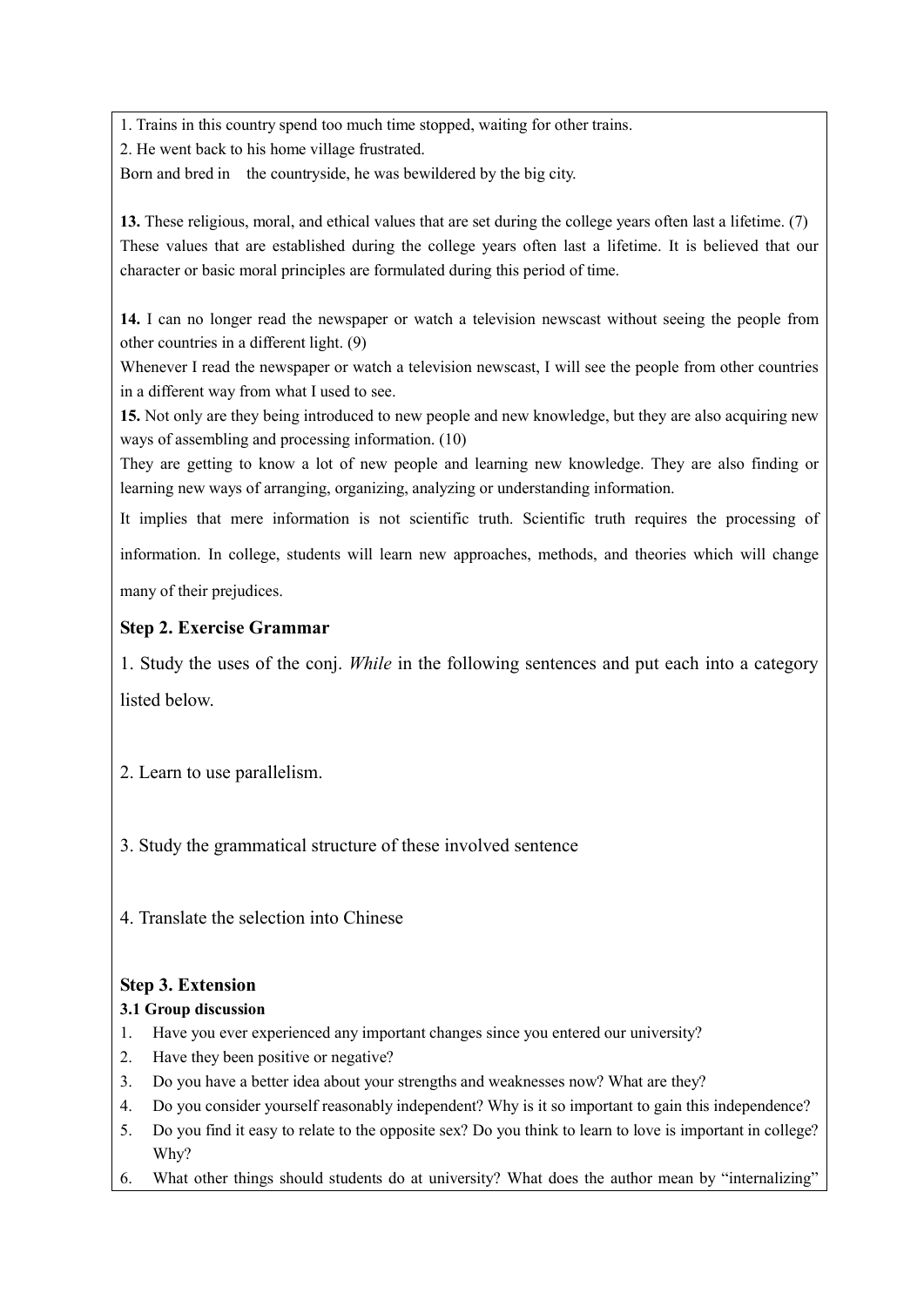1. Trains in this country spend too much time stopped, waiting for other trains.

2. He went back to his home village frustrated.

Born and bred in the countryside, he was bewildered by the big city.

**13.** These religious, moral, and ethical values that are set during the college years often last a lifetime. (7)

These values that are established during the college years often last a lifetime. It is believed that our character or basic moral principles are formulated during this period of time.

**14.** I can no longer read the newspaper or watch a television newscast without seeing the people from other countries in a different light. (9)

Whenever I read the newspaper or watch a television newscast, I will see the people from other countries in a different way from what I used to see.

**15.** Not only are they being introduced to new people and new knowledge, but they are also acquiring new ways of assembling and processing information. (10)

They are getting to know a lot of new people and learning new knowledge. They are also finding or learning new ways of arranging, organizing, analyzing or understanding information.

It implies that mere information is not scientific truth. Scientific truth requires the processing of information. In college, students will learn new approaches, methods, and theories which will change many of their prejudices.

### Step 2. Exercise Grammar

1. Study the uses of the conj. *While* in the following sentences and put each into a category listed below.

2. Learn to use parallelism.

3. Study the grammatical structure of these involved sentence

4. Translate the selection into Chinese

### Step 3. Extension

#### 3.1 Group discussion

1. Have you ever experienced any important changes since you entered our university?
2. Have they been positive or negative?
3. Do you have a better idea about your strengths and weaknesses now? What are they?
4. Do you consider yourself reasonably independent? Why is it so important to gain this independence?
5. Do you find it easy to relate to the opposite sex? Do you think to learn to love is important in college? Why?
6. What other things should students do at university? What does the author mean by "internalizing"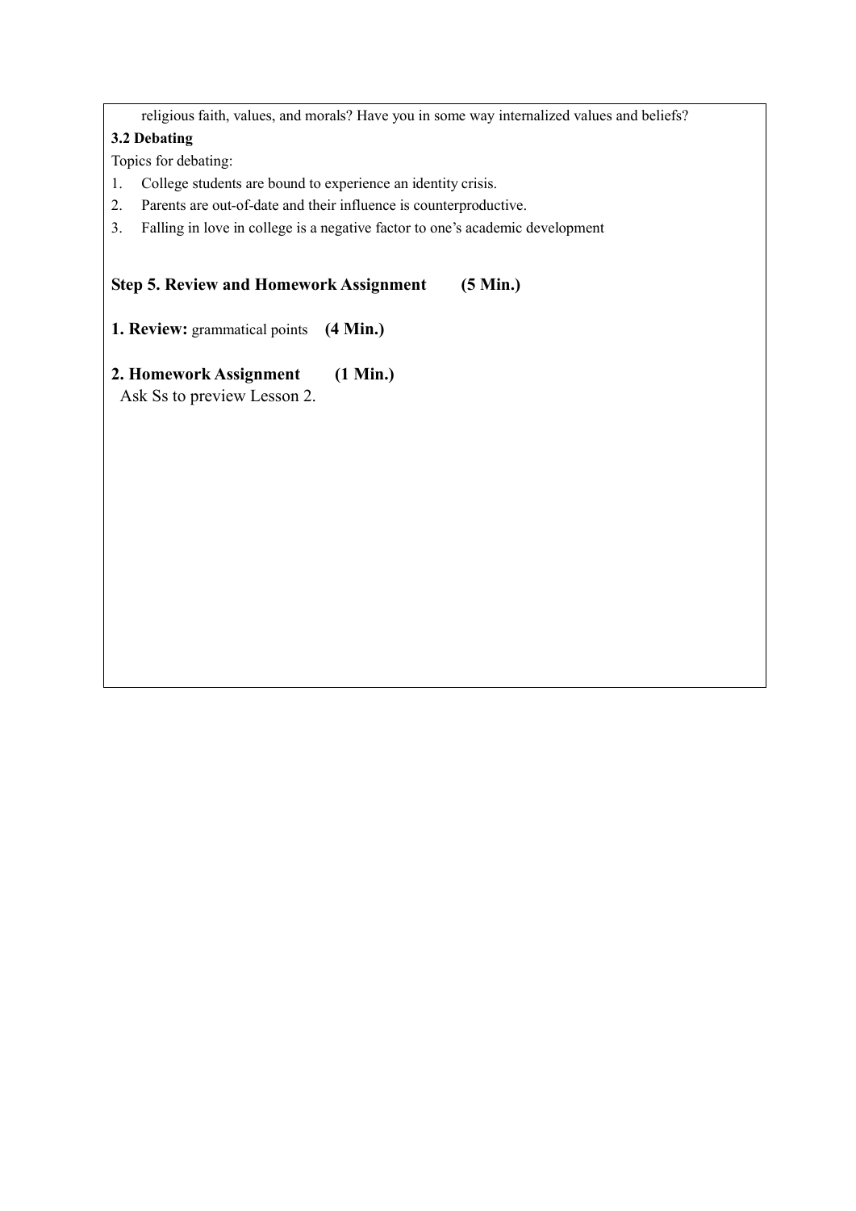religious faith, values, and morals? Have you in some way internalized values and beliefs?

**3.2 Debating**

Topics for debating:

1. College students are bound to experience an identity crisis.
2. Parents are out-of-date and their influence is counterproductive.
3. Falling in love in college is a negative factor to one's academic development

### Step 5. Review and Homework Assignment (5 Min.)

**1. Review:** grammatical points **(4 Min.)**

**2. Homework Assignment (1 Min.)**

Ask Ss to preview Lesson 2.